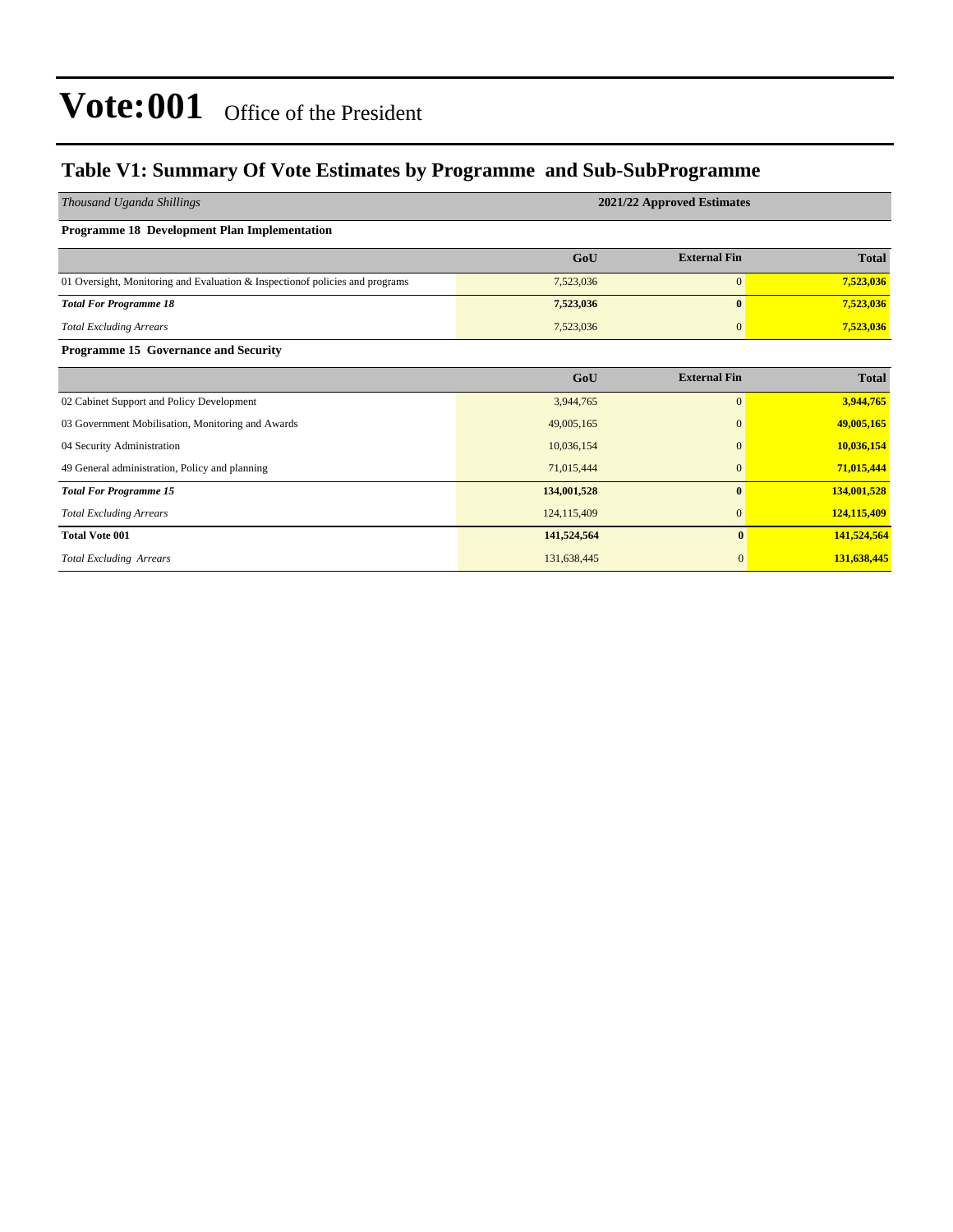# Vote:001 Office of the President

## Table V1: Summary Of Vote Estimates by Programme and Sub-SubProgramme

| *Thousand Uganda Shillings* | 2021/22 Approved Estimates | | |
|---|---|---|---|
| **Programme 18 Development Plan Implementation** | | | |
| | **GoU** | **External Fin** | **Total** |
| 01 Oversight, Monitoring and Evaluation & Inspectionof policies and programs | 7,523,036 | 0 | **7,523,036** |
| ***Total For Programme 18*** | **7,523,036** | **0** | **7,523,036** |
| *Total Excluding Arrears* | 7,523,036 | 0 | **7,523,036** |
| **Programme 15 Governance and Security** | | | |
| | **GoU** | **External Fin** | **Total** |
| 02 Cabinet Support and Policy Development | 3,944,765 | 0 | **3,944,765** |
| 03 Government Mobilisation, Monitoring and Awards | 49,005,165 | 0 | **49,005,165** |
| 04 Security Administration | 10,036,154 | 0 | **10,036,154** |
| 49 General administration, Policy and planning | 71,015,444 | 0 | **71,015,444** |
| ***Total For Programme 15*** | **134,001,528** | **0** | **134,001,528** |
| *Total Excluding Arrears* | 124,115,409 | 0 | **124,115,409** |
| **Total Vote 001** | **141,524,564** | **0** | **141,524,564** |
| *Total Excluding Arrears* | 131,638,445 | 0 | **131,638,445** |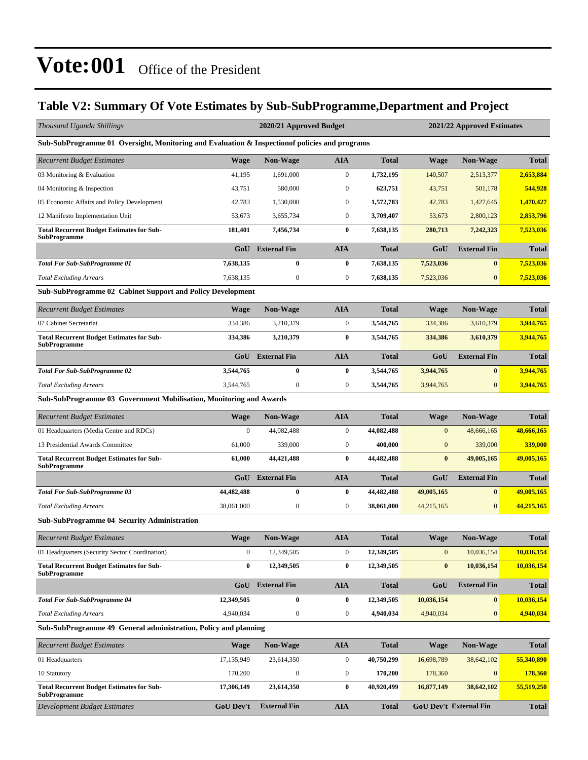# Vote:001 Office of the President

## Table V2: Summary Of Vote Estimates by Sub-SubProgramme,Department and Project

| *Thousand Uganda Shillings* | 2020/21 Approved Budget | | | | 2021/22 Approved Estimates | | |
|---|---|---|---|---|---|---|---|
| **Sub-SubProgramme 01 Oversight, Monitoring and Evaluation & Inspectionof policies and programs** | | | | | | | |
| *Recurrent Budget Estimates* | **Wage** | **Non-Wage** | **AIA** | **Total** | **Wage** | **Non-Wage** | **Total** |
| 03 Monitoring & Evaluation | 41,195 | 1,691,000 | 0 | **1,732,195** | 140,507 | 2,513,377 | **2,653,884** |
| 04 Monitoring & Inspection | 43,751 | 580,000 | 0 | **623,751** | 43,751 | 501,178 | **544,928** |
| 05 Economic Affairs and Policy Development | 42,783 | 1,530,000 | 0 | **1,572,783** | 42,783 | 1,427,645 | **1,470,427** |
| 12 Manifesto Implementation Unit | 53,673 | 3,655,734 | 0 | **3,709,407** | 53,673 | 2,800,123 | **2,853,796** |
| **Total Recurrent Budget Estimates for Sub-SubProgramme** | **181,401** | **7,456,734** | **0** | **7,638,135** | **280,713** | **7,242,323** | **7,523,036** |
| | **GoU** | **External Fin** | **AIA** | **Total** | **GoU** | **External Fin** | **Total** |
| ***Total For Sub-SubProgramme 01*** | **7,638,135** | **0** | **0** | **7,638,135** | **7,523,036** | **0** | **7,523,036** |
| *Total Excluding Arrears* | 7,638,135 | 0 | 0 | **7,638,135** | 7,523,036 | 0 | **7,523,036** |
| **Sub-SubProgramme 02 Cabinet Support and Policy Development** | | | | | | | |
| *Recurrent Budget Estimates* | **Wage** | **Non-Wage** | **AIA** | **Total** | **Wage** | **Non-Wage** | **Total** |
| 07 Cabinet Secretariat | 334,386 | 3,210,379 | 0 | **3,544,765** | 334,386 | 3,610,379 | **3,944,765** |
| **Total Recurrent Budget Estimates for Sub-SubProgramme** | **334,386** | **3,210,379** | **0** | **3,544,765** | **334,386** | **3,610,379** | **3,944,765** |
| | **GoU** | **External Fin** | **AIA** | **Total** | **GoU** | **External Fin** | **Total** |
| ***Total For Sub-SubProgramme 02*** | **3,544,765** | **0** | **0** | **3,544,765** | **3,944,765** | **0** | **3,944,765** |
| *Total Excluding Arrears* | 3,544,765 | 0 | 0 | **3,544,765** | 3,944,765 | 0 | **3,944,765** |
| **Sub-SubProgramme 03 Government Mobilisation, Monitoring and Awards** | | | | | | | |
| *Recurrent Budget Estimates* | **Wage** | **Non-Wage** | **AIA** | **Total** | **Wage** | **Non-Wage** | **Total** |
| 01 Headquarters (Media Centre and RDCs) | 0 | 44,082,488 | 0 | **44,082,488** | 0 | 48,666,165 | **48,666,165** |
| 13 Presidential Awards Committee | 61,000 | 339,000 | 0 | **400,000** | 0 | 339,000 | **339,000** |
| **Total Recurrent Budget Estimates for Sub-SubProgramme** | **61,000** | **44,421,488** | **0** | **44,482,488** | **0** | **49,005,165** | **49,005,165** |
| | **GoU** | **External Fin** | **AIA** | **Total** | **GoU** | **External Fin** | **Total** |
| ***Total For Sub-SubProgramme 03*** | **44,482,488** | **0** | **0** | **44,482,488** | **49,005,165** | **0** | **49,005,165** |
| *Total Excluding Arrears* | 38,061,000 | 0 | 0 | **38,061,000** | 44,215,165 | 0 | **44,215,165** |
| **Sub-SubProgramme 04 Security Administration** | | | | | | | |
| *Recurrent Budget Estimates* | **Wage** | **Non-Wage** | **AIA** | **Total** | **Wage** | **Non-Wage** | **Total** |
| 01 Headquarters (Security Sector Coordination) | 0 | 12,349,505 | 0 | **12,349,505** | 0 | 10,036,154 | **10,036,154** |
| **Total Recurrent Budget Estimates for Sub-SubProgramme** | **0** | **12,349,505** | **0** | **12,349,505** | **0** | **10,036,154** | **10,036,154** |
| | **GoU** | **External Fin** | **AIA** | **Total** | **GoU** | **External Fin** | **Total** |
| ***Total For Sub-SubProgramme 04*** | **12,349,505** | **0** | **0** | **12,349,505** | **10,036,154** | **0** | **10,036,154** |
| *Total Excluding Arrears* | 4,940,034 | 0 | 0 | **4,940,034** | 4,940,034 | 0 | **4,940,034** |
| **Sub-SubProgramme 49 General administration, Policy and planning** | | | | | | | |
| *Recurrent Budget Estimates* | **Wage** | **Non-Wage** | **AIA** | **Total** | **Wage** | **Non-Wage** | **Total** |
| 01 Headquarters | 17,135,949 | 23,614,350 | 0 | **40,750,299** | 16,698,789 | 38,642,102 | **55,340,890** |
| 10 Statutory | 170,200 | 0 | 0 | **170,200** | 178,360 | 0 | **178,360** |
| **Total Recurrent Budget Estimates for Sub-SubProgramme** | **17,306,149** | **23,614,350** | **0** | **40,920,499** | **16,877,149** | **38,642,102** | **55,519,250** |
| *Development Budget Estimates* | **GoU Dev't** | **External Fin** | **AIA** | **Total** | **GoU Dev't** | **External Fin** | **Total** |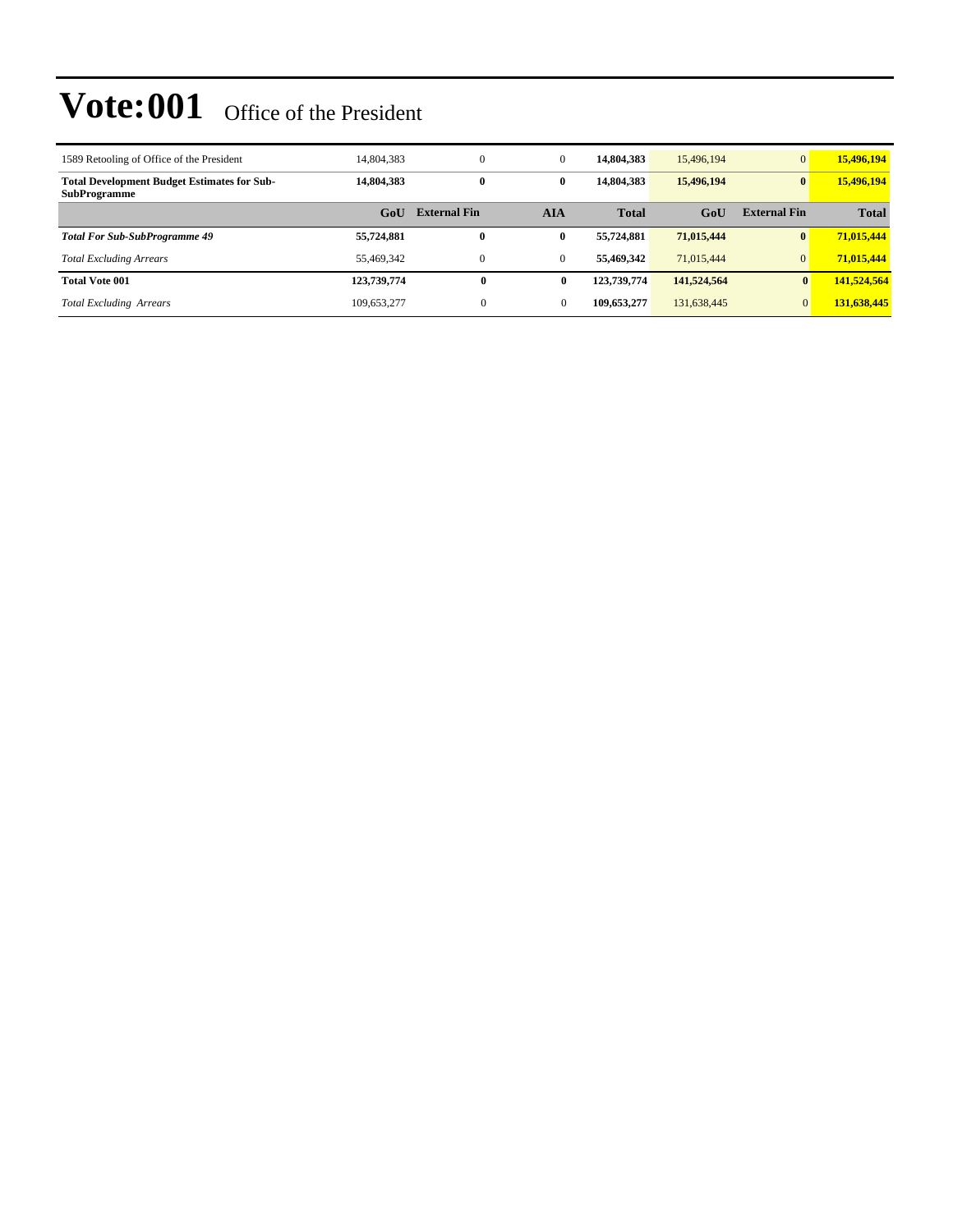# Vote:001 Office of the President

| | | | | | | | |
|---|---|---|---|---|---|---|---|
| 1589 Retooling of Office of the President | 14,804,383 | 0 | 0 | **14,804,383** | 15,496,194 | 0 | **15,496,194** |
| **Total Development Budget Estimates for Sub-SubProgramme** | **14,804,383** | **0** | **0** | **14,804,383** | **15,496,194** | **0** | **15,496,194** |
| | **GoU** | **External Fin** | **AIA** | **Total** | **GoU** | **External Fin** | **Total** |
| ***Total For Sub-SubProgramme 49*** | **55,724,881** | **0** | **0** | **55,724,881** | **71,015,444** | **0** | **71,015,444** |
| *Total Excluding Arrears* | 55,469,342 | 0 | 0 | **55,469,342** | 71,015,444 | 0 | **71,015,444** |
| **Total Vote 001** | **123,739,774** | **0** | **0** | **123,739,774** | **141,524,564** | **0** | **141,524,564** |
| *Total Excluding Arrears* | 109,653,277 | 0 | 0 | **109,653,277** | 131,638,445 | 0 | **131,638,445** |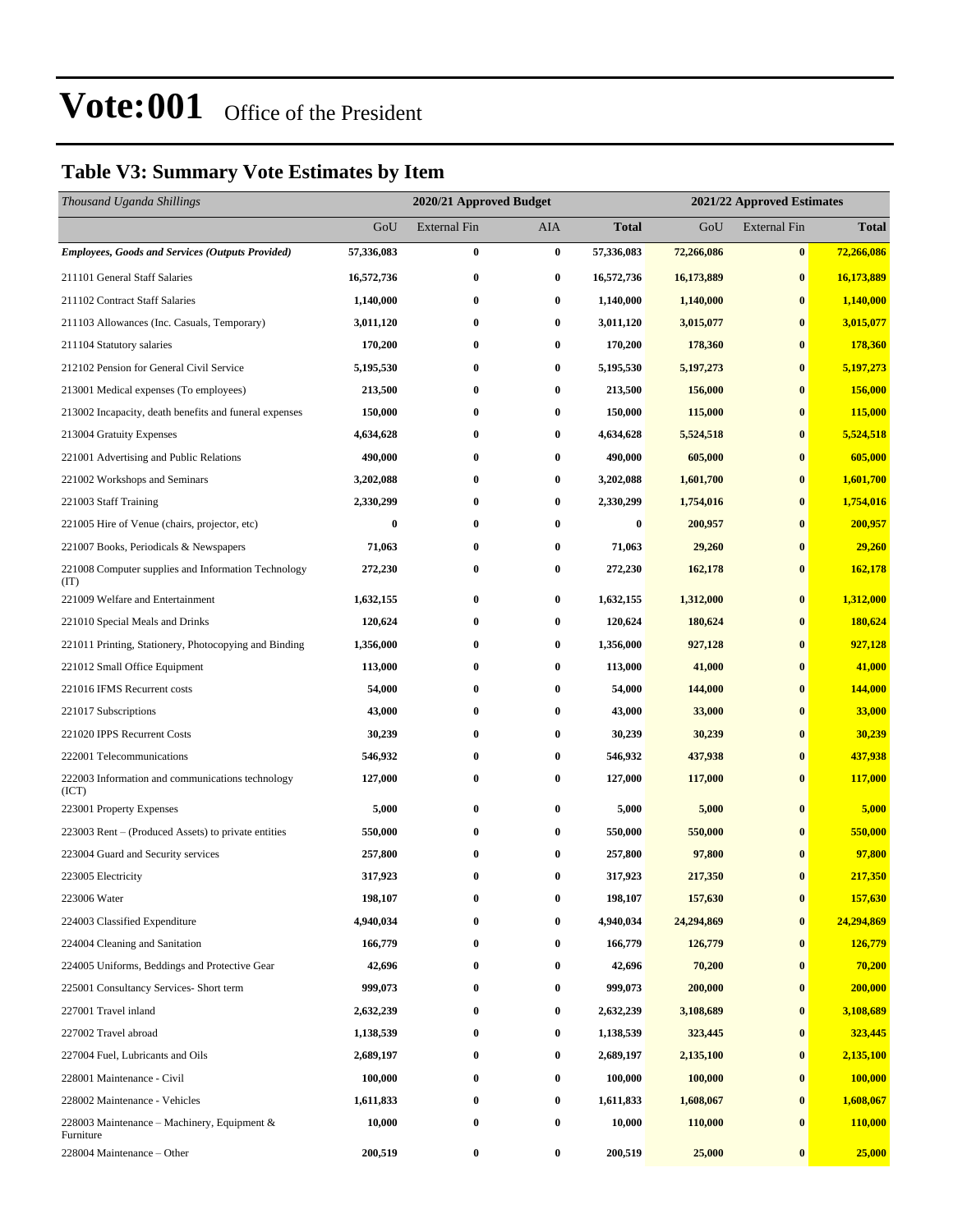# Vote:001 Office of the President

## Table V3: Summary Vote Estimates by Item

| *Thousand Uganda Shillings* | 2020/21 Approved Budget | | | | 2021/22 Approved Estimates | | |
|---|---|---|---|---|---|---|---|
| | GoU | External Fin | AIA | **Total** | GoU | External Fin | **Total** |
| ***Employees, Goods and Services (Outputs Provided)*** | **57,336,083** | **0** | **0** | **57,336,083** | **72,266,086** | **0** | **72,266,086** |
| 211101 General Staff Salaries | **16,572,736** | **0** | **0** | **16,572,736** | **16,173,889** | **0** | **16,173,889** |
| 211102 Contract Staff Salaries | **1,140,000** | **0** | **0** | **1,140,000** | **1,140,000** | **0** | **1,140,000** |
| 211103 Allowances (Inc. Casuals, Temporary) | **3,011,120** | **0** | **0** | **3,011,120** | **3,015,077** | **0** | **3,015,077** |
| 211104 Statutory salaries | **170,200** | **0** | **0** | **170,200** | **178,360** | **0** | **178,360** |
| 212102 Pension for General Civil Service | **5,195,530** | **0** | **0** | **5,195,530** | **5,197,273** | **0** | **5,197,273** |
| 213001 Medical expenses (To employees) | **213,500** | **0** | **0** | **213,500** | **156,000** | **0** | **156,000** |
| 213002 Incapacity, death benefits and funeral expenses | **150,000** | **0** | **0** | **150,000** | **115,000** | **0** | **115,000** |
| 213004 Gratuity Expenses | **4,634,628** | **0** | **0** | **4,634,628** | **5,524,518** | **0** | **5,524,518** |
| 221001 Advertising and Public Relations | **490,000** | **0** | **0** | **490,000** | **605,000** | **0** | **605,000** |
| 221002 Workshops and Seminars | **3,202,088** | **0** | **0** | **3,202,088** | **1,601,700** | **0** | **1,601,700** |
| 221003 Staff Training | **2,330,299** | **0** | **0** | **2,330,299** | **1,754,016** | **0** | **1,754,016** |
| 221005 Hire of Venue (chairs, projector, etc) | **0** | **0** | **0** | **0** | **200,957** | **0** | **200,957** |
| 221007 Books, Periodicals & Newspapers | **71,063** | **0** | **0** | **71,063** | **29,260** | **0** | **29,260** |
| 221008 Computer supplies and Information Technology (IT) | **272,230** | **0** | **0** | **272,230** | **162,178** | **0** | **162,178** |
| 221009 Welfare and Entertainment | **1,632,155** | **0** | **0** | **1,632,155** | **1,312,000** | **0** | **1,312,000** |
| 221010 Special Meals and Drinks | **120,624** | **0** | **0** | **120,624** | **180,624** | **0** | **180,624** |
| 221011 Printing, Stationery, Photocopying and Binding | **1,356,000** | **0** | **0** | **1,356,000** | **927,128** | **0** | **927,128** |
| 221012 Small Office Equipment | **113,000** | **0** | **0** | **113,000** | **41,000** | **0** | **41,000** |
| 221016 IFMS Recurrent costs | **54,000** | **0** | **0** | **54,000** | **144,000** | **0** | **144,000** |
| 221017 Subscriptions | **43,000** | **0** | **0** | **43,000** | **33,000** | **0** | **33,000** |
| 221020 IPPS Recurrent Costs | **30,239** | **0** | **0** | **30,239** | **30,239** | **0** | **30,239** |
| 222001 Telecommunications | **546,932** | **0** | **0** | **546,932** | **437,938** | **0** | **437,938** |
| 222003 Information and communications technology (ICT) | **127,000** | **0** | **0** | **127,000** | **117,000** | **0** | **117,000** |
| 223001 Property Expenses | **5,000** | **0** | **0** | **5,000** | **5,000** | **0** | **5,000** |
| 223003 Rent – (Produced Assets) to private entities | **550,000** | **0** | **0** | **550,000** | **550,000** | **0** | **550,000** |
| 223004 Guard and Security services | **257,800** | **0** | **0** | **257,800** | **97,800** | **0** | **97,800** |
| 223005 Electricity | **317,923** | **0** | **0** | **317,923** | **217,350** | **0** | **217,350** |
| 223006 Water | **198,107** | **0** | **0** | **198,107** | **157,630** | **0** | **157,630** |
| 224003 Classified Expenditure | **4,940,034** | **0** | **0** | **4,940,034** | **24,294,869** | **0** | **24,294,869** |
| 224004 Cleaning and Sanitation | **166,779** | **0** | **0** | **166,779** | **126,779** | **0** | **126,779** |
| 224005 Uniforms, Beddings and Protective Gear | **42,696** | **0** | **0** | **42,696** | **70,200** | **0** | **70,200** |
| 225001 Consultancy Services- Short term | **999,073** | **0** | **0** | **999,073** | **200,000** | **0** | **200,000** |
| 227001 Travel inland | **2,632,239** | **0** | **0** | **2,632,239** | **3,108,689** | **0** | **3,108,689** |
| 227002 Travel abroad | **1,138,539** | **0** | **0** | **1,138,539** | **323,445** | **0** | **323,445** |
| 227004 Fuel, Lubricants and Oils | **2,689,197** | **0** | **0** | **2,689,197** | **2,135,100** | **0** | **2,135,100** |
| 228001 Maintenance - Civil | **100,000** | **0** | **0** | **100,000** | **100,000** | **0** | **100,000** |
| 228002 Maintenance - Vehicles | **1,611,833** | **0** | **0** | **1,611,833** | **1,608,067** | **0** | **1,608,067** |
| 228003 Maintenance – Machinery, Equipment & Furniture | **10,000** | **0** | **0** | **10,000** | **110,000** | **0** | **110,000** |
| 228004 Maintenance – Other | **200,519** | **0** | **0** | **200,519** | **25,000** | **0** | **25,000** |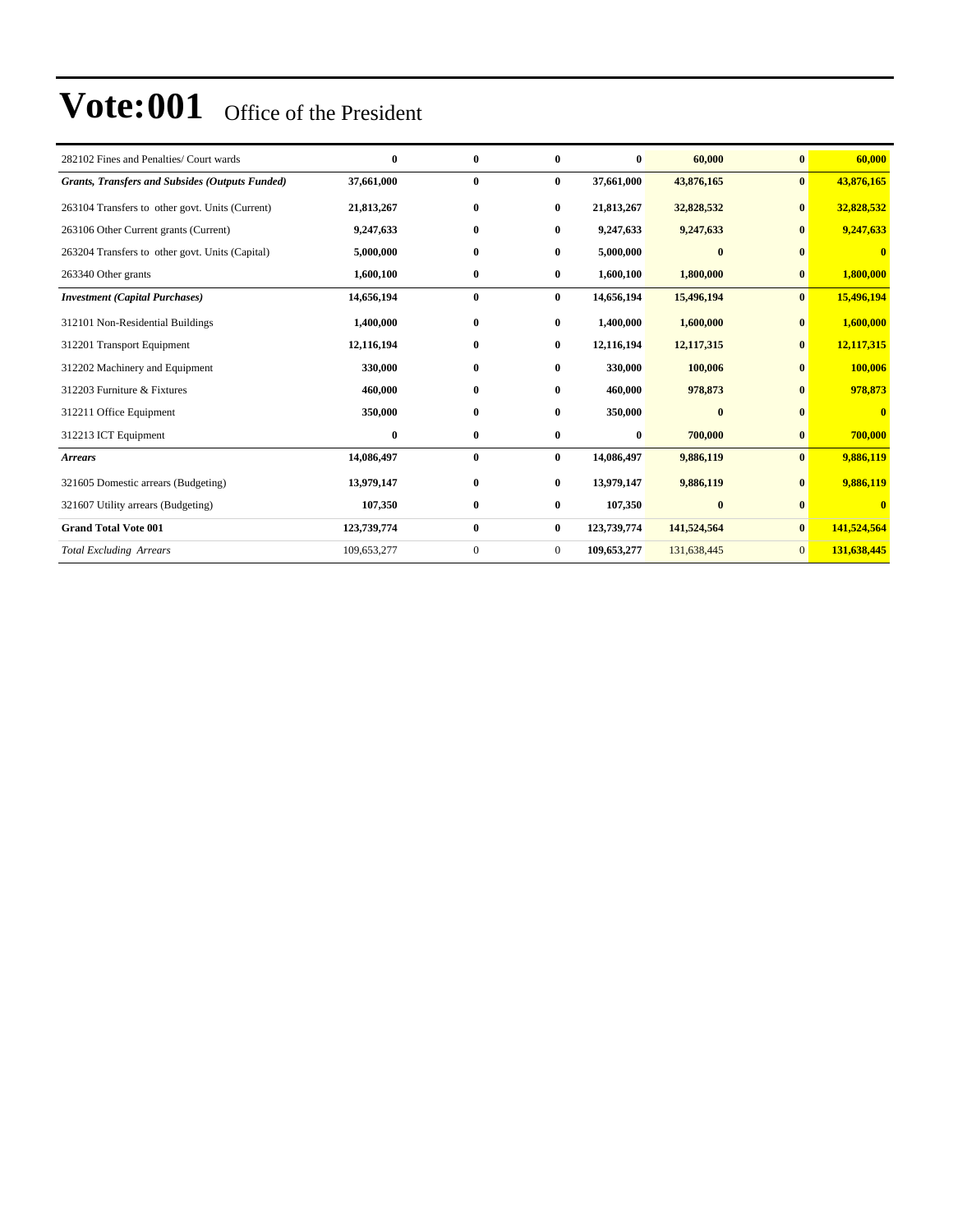# Vote:001 Office of the President

| | | | | | | | |
|---|---|---|---|---|---|---|---|
| 282102 Fines and Penalties/ Court wards | **0** | **0** | **0** | **0** | **60,000** | **0** | **60,000** |
| ***Grants, Transfers and Subsides (Outputs Funded)*** | **37,661,000** | **0** | **0** | **37,661,000** | **43,876,165** | **0** | **43,876,165** |
| 263104 Transfers to other govt. Units (Current) | **21,813,267** | **0** | **0** | **21,813,267** | **32,828,532** | **0** | **32,828,532** |
| 263106 Other Current grants (Current) | **9,247,633** | **0** | **0** | **9,247,633** | **9,247,633** | **0** | **9,247,633** |
| 263204 Transfers to other govt. Units (Capital) | **5,000,000** | **0** | **0** | **5,000,000** | **0** | **0** | **0** |
| 263340 Other grants | **1,600,100** | **0** | **0** | **1,600,100** | **1,800,000** | **0** | **1,800,000** |
| ***Investment (Capital Purchases)*** | **14,656,194** | **0** | **0** | **14,656,194** | **15,496,194** | **0** | **15,496,194** |
| 312101 Non-Residential Buildings | **1,400,000** | **0** | **0** | **1,400,000** | **1,600,000** | **0** | **1,600,000** |
| 312201 Transport Equipment | **12,116,194** | **0** | **0** | **12,116,194** | **12,117,315** | **0** | **12,117,315** |
| 312202 Machinery and Equipment | **330,000** | **0** | **0** | **330,000** | **100,006** | **0** | **100,006** |
| 312203 Furniture & Fixtures | **460,000** | **0** | **0** | **460,000** | **978,873** | **0** | **978,873** |
| 312211 Office Equipment | **350,000** | **0** | **0** | **350,000** | **0** | **0** | **0** |
| 312213 ICT Equipment | **0** | **0** | **0** | **0** | **700,000** | **0** | **700,000** |
| ***Arrears*** | **14,086,497** | **0** | **0** | **14,086,497** | **9,886,119** | **0** | **9,886,119** |
| 321605 Domestic arrears (Budgeting) | **13,979,147** | **0** | **0** | **13,979,147** | **9,886,119** | **0** | **9,886,119** |
| 321607 Utility arrears (Budgeting) | **107,350** | **0** | **0** | **107,350** | **0** | **0** | **0** |
| **Grand Total Vote 001** | **123,739,774** | **0** | **0** | **123,739,774** | **141,524,564** | **0** | **141,524,564** |
| *Total Excluding Arrears* | 109,653,277 | 0 | 0 | **109,653,277** | 131,638,445 | 0 | **131,638,445** |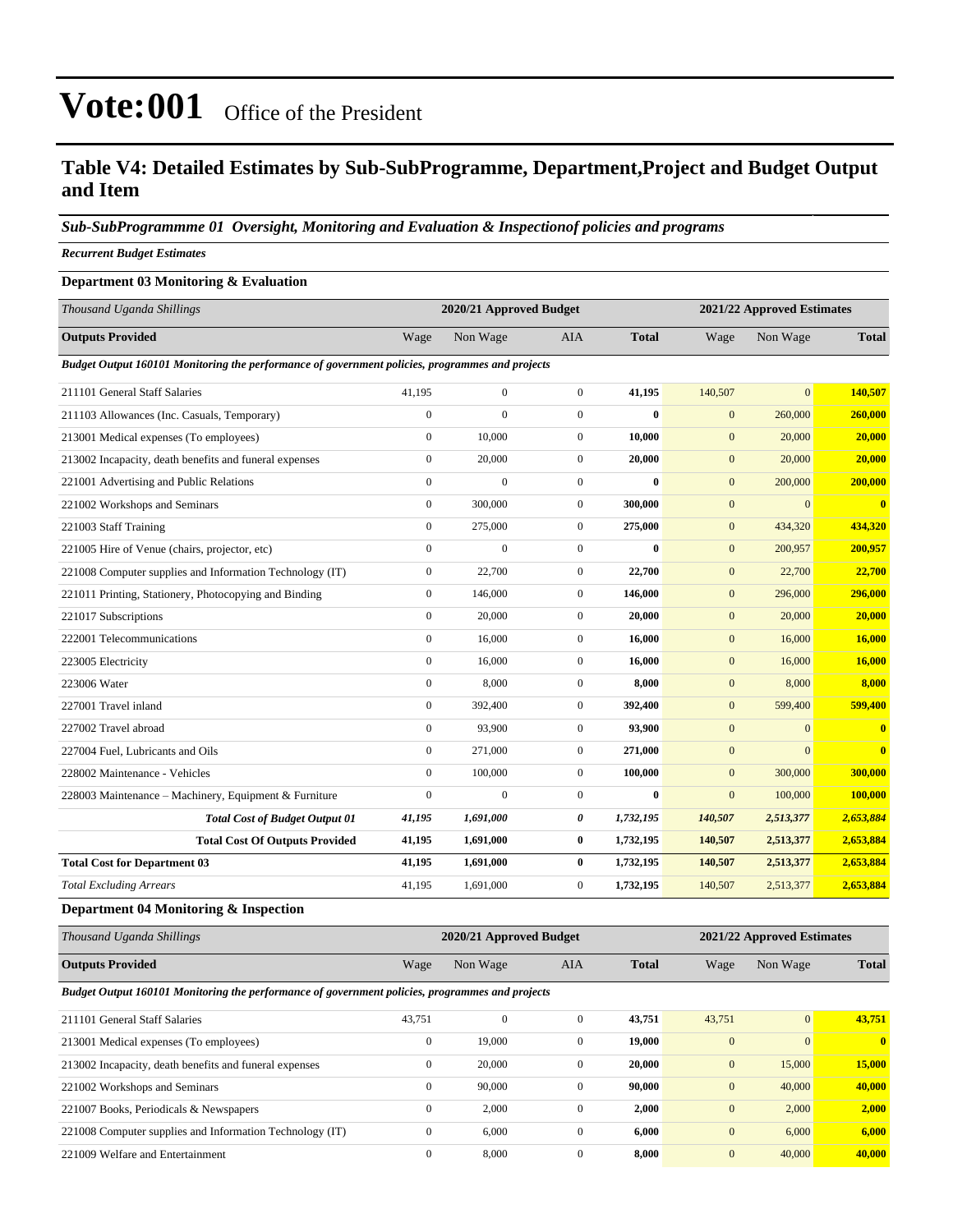# Vote:001 Office of the President

## Table V4: Detailed Estimates by Sub-SubProgramme, Department,Project and Budget Output and Item

### *Sub-SubProgrammme 01 Oversight, Monitoring and Evaluation & Inspectionof policies and programs*

*Recurrent Budget Estimates*

#### Department 03 Monitoring & Evaluation

| *Thousand Uganda Shillings* | 2020/21 Approved Budget | | | | 2021/22 Approved Estimates | | |
|---|---|---|---|---|---|---|---|
| **Outputs Provided** | Wage | Non Wage | AIA | **Total** | Wage | Non Wage | **Total** |
| ***Budget Output 160101 Monitoring the performance of government policies, programmes and projects*** | | | | | | | |
| 211101 General Staff Salaries | 41,195 | 0 | 0 | **41,195** | 140,507 | 0 | **140,507** |
| 211103 Allowances (Inc. Casuals, Temporary) | 0 | 0 | 0 | **0** | 0 | 260,000 | **260,000** |
| 213001 Medical expenses (To employees) | 0 | 10,000 | 0 | **10,000** | 0 | 20,000 | **20,000** |
| 213002 Incapacity, death benefits and funeral expenses | 0 | 20,000 | 0 | **20,000** | 0 | 20,000 | **20,000** |
| 221001 Advertising and Public Relations | 0 | 0 | 0 | **0** | 0 | 200,000 | **200,000** |
| 221002 Workshops and Seminars | 0 | 300,000 | 0 | **300,000** | 0 | 0 | **0** |
| 221003 Staff Training | 0 | 275,000 | 0 | **275,000** | 0 | 434,320 | **434,320** |
| 221005 Hire of Venue (chairs, projector, etc) | 0 | 0 | 0 | **0** | 0 | 200,957 | **200,957** |
| 221008 Computer supplies and Information Technology (IT) | 0 | 22,700 | 0 | **22,700** | 0 | 22,700 | **22,700** |
| 221011 Printing, Stationery, Photocopying and Binding | 0 | 146,000 | 0 | **146,000** | 0 | 296,000 | **296,000** |
| 221017 Subscriptions | 0 | 20,000 | 0 | **20,000** | 0 | 20,000 | **20,000** |
| 222001 Telecommunications | 0 | 16,000 | 0 | **16,000** | 0 | 16,000 | **16,000** |
| 223005 Electricity | 0 | 16,000 | 0 | **16,000** | 0 | 16,000 | **16,000** |
| 223006 Water | 0 | 8,000 | 0 | **8,000** | 0 | 8,000 | **8,000** |
| 227001 Travel inland | 0 | 392,400 | 0 | **392,400** | 0 | 599,400 | **599,400** |
| 227002 Travel abroad | 0 | 93,900 | 0 | **93,900** | 0 | 0 | **0** |
| 227004 Fuel, Lubricants and Oils | 0 | 271,000 | 0 | **271,000** | 0 | 0 | **0** |
| 228002 Maintenance - Vehicles | 0 | 100,000 | 0 | **100,000** | 0 | 300,000 | **300,000** |
| 228003 Maintenance – Machinery, Equipment & Furniture | 0 | 0 | 0 | **0** | 0 | 100,000 | **100,000** |
| ***Total Cost of Budget Output 01*** | ***41,195*** | ***1,691,000*** | ***0*** | ***1,732,195*** | ***140,507*** | ***2,513,377*** | ***2,653,884*** |
| **Total Cost Of Outputs Provided** | **41,195** | **1,691,000** | **0** | **1,732,195** | **140,507** | **2,513,377** | **2,653,884** |
| **Total Cost for Department 03** | **41,195** | **1,691,000** | **0** | **1,732,195** | **140,507** | **2,513,377** | **2,653,884** |
| *Total Excluding Arrears* | 41,195 | 1,691,000 | 0 | **1,732,195** | 140,507 | 2,513,377 | **2,653,884** |

#### Department 04 Monitoring & Inspection

| *Thousand Uganda Shillings* | 2020/21 Approved Budget | | | | 2021/22 Approved Estimates | | |
|---|---|---|---|---|---|---|---|
| **Outputs Provided** | Wage | Non Wage | AIA | **Total** | Wage | Non Wage | **Total** |
| ***Budget Output 160101 Monitoring the performance of government policies, programmes and projects*** | | | | | | | |
| 211101 General Staff Salaries | 43,751 | 0 | 0 | **43,751** | 43,751 | 0 | **43,751** |
| 213001 Medical expenses (To employees) | 0 | 19,000 | 0 | **19,000** | 0 | 0 | **0** |
| 213002 Incapacity, death benefits and funeral expenses | 0 | 20,000 | 0 | **20,000** | 0 | 15,000 | **15,000** |
| 221002 Workshops and Seminars | 0 | 90,000 | 0 | **90,000** | 0 | 40,000 | **40,000** |
| 221007 Books, Periodicals & Newspapers | 0 | 2,000 | 0 | **2,000** | 0 | 2,000 | **2,000** |
| 221008 Computer supplies and Information Technology (IT) | 0 | 6,000 | 0 | **6,000** | 0 | 6,000 | **6,000** |
| 221009 Welfare and Entertainment | 0 | 8,000 | 0 | **8,000** | 0 | 40,000 | **40,000** |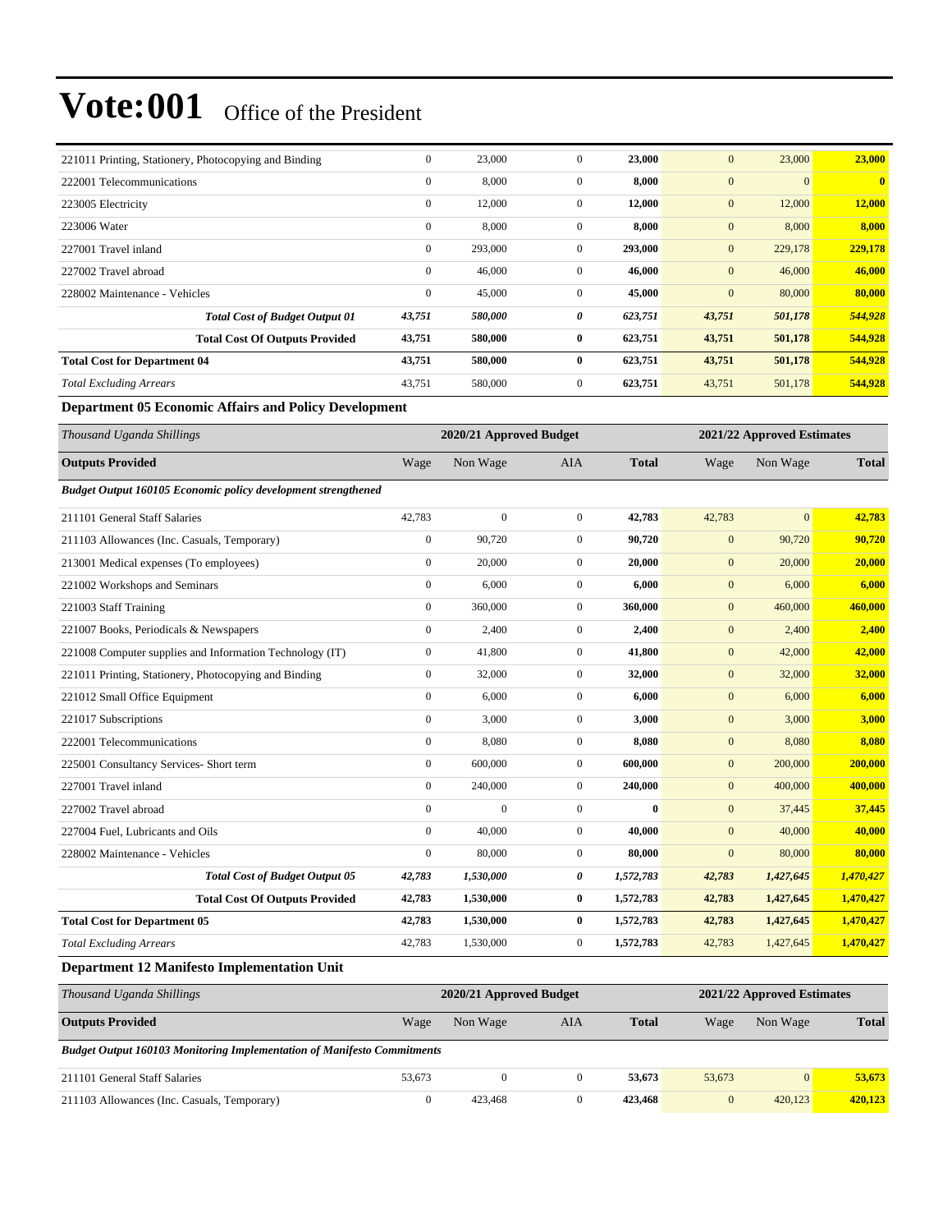# Vote:001 Office of the President

| | | | | | | | |
|---|---|---|---|---|---|---|---|
| 221011 Printing, Stationery, Photocopying and Binding | 0 | 23,000 | 0 | **23,000** | 0 | 23,000 | **23,000** |
| 222001 Telecommunications | 0 | 8,000 | 0 | **8,000** | 0 | 0 | **0** |
| 223005 Electricity | 0 | 12,000 | 0 | **12,000** | 0 | 12,000 | **12,000** |
| 223006 Water | 0 | 8,000 | 0 | **8,000** | 0 | 8,000 | **8,000** |
| 227001 Travel inland | 0 | 293,000 | 0 | **293,000** | 0 | 229,178 | **229,178** |
| 227002 Travel abroad | 0 | 46,000 | 0 | **46,000** | 0 | 46,000 | **46,000** |
| 228002 Maintenance - Vehicles | 0 | 45,000 | 0 | **45,000** | 0 | 80,000 | **80,000** |
| ***Total Cost of Budget Output 01*** | ***43,751*** | ***580,000*** | ***0*** | ***623,751*** | ***43,751*** | ***501,178*** | ***544,928*** |
| **Total Cost Of Outputs Provided** | **43,751** | **580,000** | **0** | **623,751** | **43,751** | **501,178** | **544,928** |
| **Total Cost for Department 04** | **43,751** | **580,000** | **0** | **623,751** | **43,751** | **501,178** | **544,928** |
| *Total Excluding Arrears* | 43,751 | 580,000 | 0 | **623,751** | 43,751 | 501,178 | **544,928** |

### Department 05 Economic Affairs and Policy Development

| *Thousand Uganda Shillings* | **2020/21 Approved Budget** | | | | **2021/22 Approved Estimates** | | |
|---|---|---|---|---|---|---|---|
| **Outputs Provided** | Wage | Non Wage | AIA | **Total** | Wage | Non Wage | **Total** |
| ***Budget Output 160105 Economic policy development strengthened*** | | | | | | | |
| 211101 General Staff Salaries | 42,783 | 0 | 0 | **42,783** | 42,783 | 0 | **42,783** |
| 211103 Allowances (Inc. Casuals, Temporary) | 0 | 90,720 | 0 | **90,720** | 0 | 90,720 | **90,720** |
| 213001 Medical expenses (To employees) | 0 | 20,000 | 0 | **20,000** | 0 | 20,000 | **20,000** |
| 221002 Workshops and Seminars | 0 | 6,000 | 0 | **6,000** | 0 | 6,000 | **6,000** |
| 221003 Staff Training | 0 | 360,000 | 0 | **360,000** | 0 | 460,000 | **460,000** |
| 221007 Books, Periodicals & Newspapers | 0 | 2,400 | 0 | **2,400** | 0 | 2,400 | **2,400** |
| 221008 Computer supplies and Information Technology (IT) | 0 | 41,800 | 0 | **41,800** | 0 | 42,000 | **42,000** |
| 221011 Printing, Stationery, Photocopying and Binding | 0 | 32,000 | 0 | **32,000** | 0 | 32,000 | **32,000** |
| 221012 Small Office Equipment | 0 | 6,000 | 0 | **6,000** | 0 | 6,000 | **6,000** |
| 221017 Subscriptions | 0 | 3,000 | 0 | **3,000** | 0 | 3,000 | **3,000** |
| 222001 Telecommunications | 0 | 8,080 | 0 | **8,080** | 0 | 8,080 | **8,080** |
| 225001 Consultancy Services- Short term | 0 | 600,000 | 0 | **600,000** | 0 | 200,000 | **200,000** |
| 227001 Travel inland | 0 | 240,000 | 0 | **240,000** | 0 | 400,000 | **400,000** |
| 227002 Travel abroad | 0 | 0 | 0 | **0** | 0 | 37,445 | **37,445** |
| 227004 Fuel, Lubricants and Oils | 0 | 40,000 | 0 | **40,000** | 0 | 40,000 | **40,000** |
| 228002 Maintenance - Vehicles | 0 | 80,000 | 0 | **80,000** | 0 | 80,000 | **80,000** |
| ***Total Cost of Budget Output 05*** | ***42,783*** | ***1,530,000*** | ***0*** | ***1,572,783*** | ***42,783*** | ***1,427,645*** | ***1,470,427*** |
| **Total Cost Of Outputs Provided** | **42,783** | **1,530,000** | **0** | **1,572,783** | **42,783** | **1,427,645** | **1,470,427** |
| **Total Cost for Department 05** | **42,783** | **1,530,000** | **0** | **1,572,783** | **42,783** | **1,427,645** | **1,470,427** |
| *Total Excluding Arrears* | 42,783 | 1,530,000 | 0 | **1,572,783** | 42,783 | 1,427,645 | **1,470,427** |

### Department 12 Manifesto Implementation Unit

| *Thousand Uganda Shillings* | **2020/21 Approved Budget** | | | | **2021/22 Approved Estimates** | | |
|---|---|---|---|---|---|---|---|
| **Outputs Provided** | Wage | Non Wage | AIA | **Total** | Wage | Non Wage | **Total** |
| ***Budget Output 160103 Monitoring Implementation of Manifesto Commitments*** | | | | | | | |
| 211101 General Staff Salaries | 53,673 | 0 | 0 | **53,673** | 53,673 | 0 | **53,673** |
| 211103 Allowances (Inc. Casuals, Temporary) | 0 | 423,468 | 0 | **423,468** | 0 | 420,123 | **420,123** |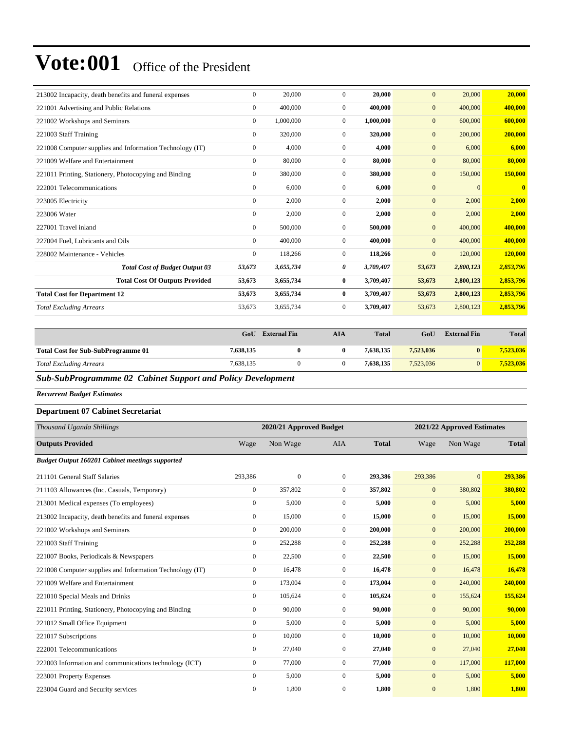# Vote:001 Office of the President

| | | | | | | | |
|---|---|---|---|---|---|---|---|
| 213002 Incapacity, death benefits and funeral expenses | 0 | 20,000 | 0 | **20,000** | 0 | 20,000 | **20,000** |
| 221001 Advertising and Public Relations | 0 | 400,000 | 0 | **400,000** | 0 | 400,000 | **400,000** |
| 221002 Workshops and Seminars | 0 | 1,000,000 | 0 | **1,000,000** | 0 | 600,000 | **600,000** |
| 221003 Staff Training | 0 | 320,000 | 0 | **320,000** | 0 | 200,000 | **200,000** |
| 221008 Computer supplies and Information Technology (IT) | 0 | 4,000 | 0 | **4,000** | 0 | 6,000 | **6,000** |
| 221009 Welfare and Entertainment | 0 | 80,000 | 0 | **80,000** | 0 | 80,000 | **80,000** |
| 221011 Printing, Stationery, Photocopying and Binding | 0 | 380,000 | 0 | **380,000** | 0 | 150,000 | **150,000** |
| 222001 Telecommunications | 0 | 6,000 | 0 | **6,000** | 0 | 0 | **0** |
| 223005 Electricity | 0 | 2,000 | 0 | **2,000** | 0 | 2,000 | **2,000** |
| 223006 Water | 0 | 2,000 | 0 | **2,000** | 0 | 2,000 | **2,000** |
| 227001 Travel inland | 0 | 500,000 | 0 | **500,000** | 0 | 400,000 | **400,000** |
| 227004 Fuel, Lubricants and Oils | 0 | 400,000 | 0 | **400,000** | 0 | 400,000 | **400,000** |
| 228002 Maintenance - Vehicles | 0 | 118,266 | 0 | **118,266** | 0 | 120,000 | **120,000** |
| ***Total Cost of Budget Output 03*** | ***53,673*** | ***3,655,734*** | ***0*** | ***3,709,407*** | ***53,673*** | ***2,800,123*** | ***2,853,796*** |
| **Total Cost Of Outputs Provided** | **53,673** | **3,655,734** | **0** | **3,709,407** | **53,673** | **2,800,123** | **2,853,796** |
| **Total Cost for Department 12** | **53,673** | **3,655,734** | **0** | **3,709,407** | **53,673** | **2,800,123** | **2,853,796** |
| *Total Excluding Arrears* | 53,673 | 3,655,734 | 0 | **3,709,407** | 53,673 | 2,800,123 | **2,853,796** |

| | GoU | External Fin | AIA | Total | GoU | External Fin | Total |
|---|---|---|---|---|---|---|---|
| **Total Cost for Sub-SubProgramme 01** | **7,638,135** | **0** | **0** | **7,638,135** | **7,523,036** | **0** | **7,523,036** |
| *Total Excluding Arrears* | 7,638,135 | 0 | 0 | **7,638,135** | 7,523,036 | 0 | **7,523,036** |

## *Sub-SubProgrammme 02 Cabinet Support and Policy Development*

***Recurrent Budget Estimates***

### Department 07 Cabinet Secretariat

| *Thousand Uganda Shillings* | 2020/21 Approved Budget | | | | 2021/22 Approved Estimates | | |
|---|---|---|---|---|---|---|---|
| **Outputs Provided** | Wage | Non Wage | AIA | **Total** | Wage | Non Wage | **Total** |
| ***Budget Output 160201 Cabinet meetings supported*** | | | | | | | |
| 211101 General Staff Salaries | 293,386 | 0 | 0 | **293,386** | 293,386 | 0 | **293,386** |
| 211103 Allowances (Inc. Casuals, Temporary) | 0 | 357,802 | 0 | **357,802** | 0 | 380,802 | **380,802** |
| 213001 Medical expenses (To employees) | 0 | 5,000 | 0 | **5,000** | 0 | 5,000 | **5,000** |
| 213002 Incapacity, death benefits and funeral expenses | 0 | 15,000 | 0 | **15,000** | 0 | 15,000 | **15,000** |
| 221002 Workshops and Seminars | 0 | 200,000 | 0 | **200,000** | 0 | 200,000 | **200,000** |
| 221003 Staff Training | 0 | 252,288 | 0 | **252,288** | 0 | 252,288 | **252,288** |
| 221007 Books, Periodicals & Newspapers | 0 | 22,500 | 0 | **22,500** | 0 | 15,000 | **15,000** |
| 221008 Computer supplies and Information Technology (IT) | 0 | 16,478 | 0 | **16,478** | 0 | 16,478 | **16,478** |
| 221009 Welfare and Entertainment | 0 | 173,004 | 0 | **173,004** | 0 | 240,000 | **240,000** |
| 221010 Special Meals and Drinks | 0 | 105,624 | 0 | **105,624** | 0 | 155,624 | **155,624** |
| 221011 Printing, Stationery, Photocopying and Binding | 0 | 90,000 | 0 | **90,000** | 0 | 90,000 | **90,000** |
| 221012 Small Office Equipment | 0 | 5,000 | 0 | **5,000** | 0 | 5,000 | **5,000** |
| 221017 Subscriptions | 0 | 10,000 | 0 | **10,000** | 0 | 10,000 | **10,000** |
| 222001 Telecommunications | 0 | 27,040 | 0 | **27,040** | 0 | 27,040 | **27,040** |
| 222003 Information and communications technology (ICT) | 0 | 77,000 | 0 | **77,000** | 0 | 117,000 | **117,000** |
| 223001 Property Expenses | 0 | 5,000 | 0 | **5,000** | 0 | 5,000 | **5,000** |
| 223004 Guard and Security services | 0 | 1,800 | 0 | **1,800** | 0 | 1,800 | **1,800** |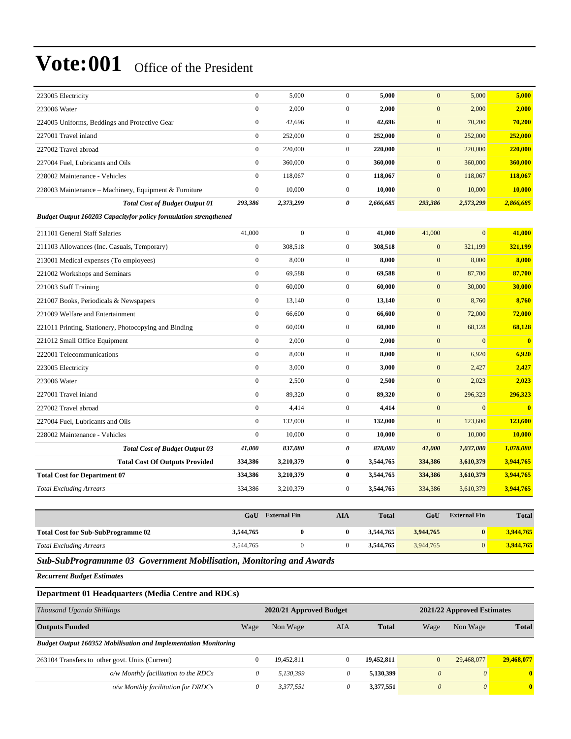# Vote:001 Office of the President

| | | | | | | | |
|---|---|---|---|---|---|---|---|
| 223005 Electricity | 0 | 5,000 | 0 | **5,000** | 0 | 5,000 | **5,000** |
| 223006 Water | 0 | 2,000 | 0 | **2,000** | 0 | 2,000 | **2,000** |
| 224005 Uniforms, Beddings and Protective Gear | 0 | 42,696 | 0 | **42,696** | 0 | 70,200 | **70,200** |
| 227001 Travel inland | 0 | 252,000 | 0 | **252,000** | 0 | 252,000 | **252,000** |
| 227002 Travel abroad | 0 | 220,000 | 0 | **220,000** | 0 | 220,000 | **220,000** |
| 227004 Fuel, Lubricants and Oils | 0 | 360,000 | 0 | **360,000** | 0 | 360,000 | **360,000** |
| 228002 Maintenance - Vehicles | 0 | 118,067 | 0 | **118,067** | 0 | 118,067 | **118,067** |
| 228003 Maintenance – Machinery, Equipment & Furniture | 0 | 10,000 | 0 | **10,000** | 0 | 10,000 | **10,000** |
| ***Total Cost of Budget Output 01*** | ***293,386*** | ***2,373,299*** | ***0*** | ***2,666,685*** | ***293,386*** | ***2,573,299*** | ***2,866,685*** |
| ***Budget Output 160203 Capacityfor policy formulation strengthened*** | | | | | | | |
| 211101 General Staff Salaries | 41,000 | 0 | 0 | **41,000** | 41,000 | 0 | **41,000** |
| 211103 Allowances (Inc. Casuals, Temporary) | 0 | 308,518 | 0 | **308,518** | 0 | 321,199 | **321,199** |
| 213001 Medical expenses (To employees) | 0 | 8,000 | 0 | **8,000** | 0 | 8,000 | **8,000** |
| 221002 Workshops and Seminars | 0 | 69,588 | 0 | **69,588** | 0 | 87,700 | **87,700** |
| 221003 Staff Training | 0 | 60,000 | 0 | **60,000** | 0 | 30,000 | **30,000** |
| 221007 Books, Periodicals & Newspapers | 0 | 13,140 | 0 | **13,140** | 0 | 8,760 | **8,760** |
| 221009 Welfare and Entertainment | 0 | 66,600 | 0 | **66,600** | 0 | 72,000 | **72,000** |
| 221011 Printing, Stationery, Photocopying and Binding | 0 | 60,000 | 0 | **60,000** | 0 | 68,128 | **68,128** |
| 221012 Small Office Equipment | 0 | 2,000 | 0 | **2,000** | 0 | 0 | **0** |
| 222001 Telecommunications | 0 | 8,000 | 0 | **8,000** | 0 | 6,920 | **6,920** |
| 223005 Electricity | 0 | 3,000 | 0 | **3,000** | 0 | 2,427 | **2,427** |
| 223006 Water | 0 | 2,500 | 0 | **2,500** | 0 | 2,023 | **2,023** |
| 227001 Travel inland | 0 | 89,320 | 0 | **89,320** | 0 | 296,323 | **296,323** |
| 227002 Travel abroad | 0 | 4,414 | 0 | **4,414** | 0 | 0 | **0** |
| 227004 Fuel, Lubricants and Oils | 0 | 132,000 | 0 | **132,000** | 0 | 123,600 | **123,600** |
| 228002 Maintenance - Vehicles | 0 | 10,000 | 0 | **10,000** | 0 | 10,000 | **10,000** |
| ***Total Cost of Budget Output 03*** | ***41,000*** | ***837,080*** | ***0*** | ***878,080*** | ***41,000*** | ***1,037,080*** | ***1,078,080*** |
| **Total Cost Of Outputs Provided** | **334,386** | **3,210,379** | **0** | **3,544,765** | **334,386** | **3,610,379** | **3,944,765** |
| **Total Cost for Department 07** | **334,386** | **3,210,379** | **0** | **3,544,765** | **334,386** | **3,610,379** | **3,944,765** |
| *Total Excluding Arrears* | 334,386 | 3,210,379 | 0 | **3,544,765** | 334,386 | 3,610,379 | **3,944,765** |

| | GoU | External Fin | AIA | Total | GoU | External Fin | Total |
|---|---|---|---|---|---|---|---|
| **Total Cost for Sub-SubProgramme 02** | **3,544,765** | **0** | **0** | **3,544,765** | **3,944,765** | **0** | **3,944,765** |
| *Total Excluding Arrears* | 3,544,765 | 0 | 0 | **3,544,765** | 3,944,765 | 0 | **3,944,765** |

## *Sub-SubProgrammme 03 Government Mobilisation, Monitoring and Awards*

***Recurrent Budget Estimates***

### Department 01 Headquarters (Media Centre and RDCs)

| *Thousand Uganda Shillings* | 2020/21 Approved Budget | | | | 2021/22 Approved Estimates | | |
|---|---|---|---|---|---|---|---|
| **Outputs Funded** | Wage | Non Wage | AIA | **Total** | Wage | Non Wage | **Total** |
| ***Budget Output 160352 Mobilisation and Implementation Monitoring*** | | | | | | | |
| 263104 Transfers to other govt. Units (Current) | 0 | 19,452,811 | 0 | **19,452,811** | 0 | 29,468,077 | **29,468,077** |
| *o/w Monthly facilitation to the RDCs* | *0* | *5,130,399* | *0* | **5,130,399** | *0* | *0* | **0** |
| *o/w Monthly facilitation for DRDCs* | *0* | *3,377,551* | *0* | **3,377,551** | *0* | *0* | **0** |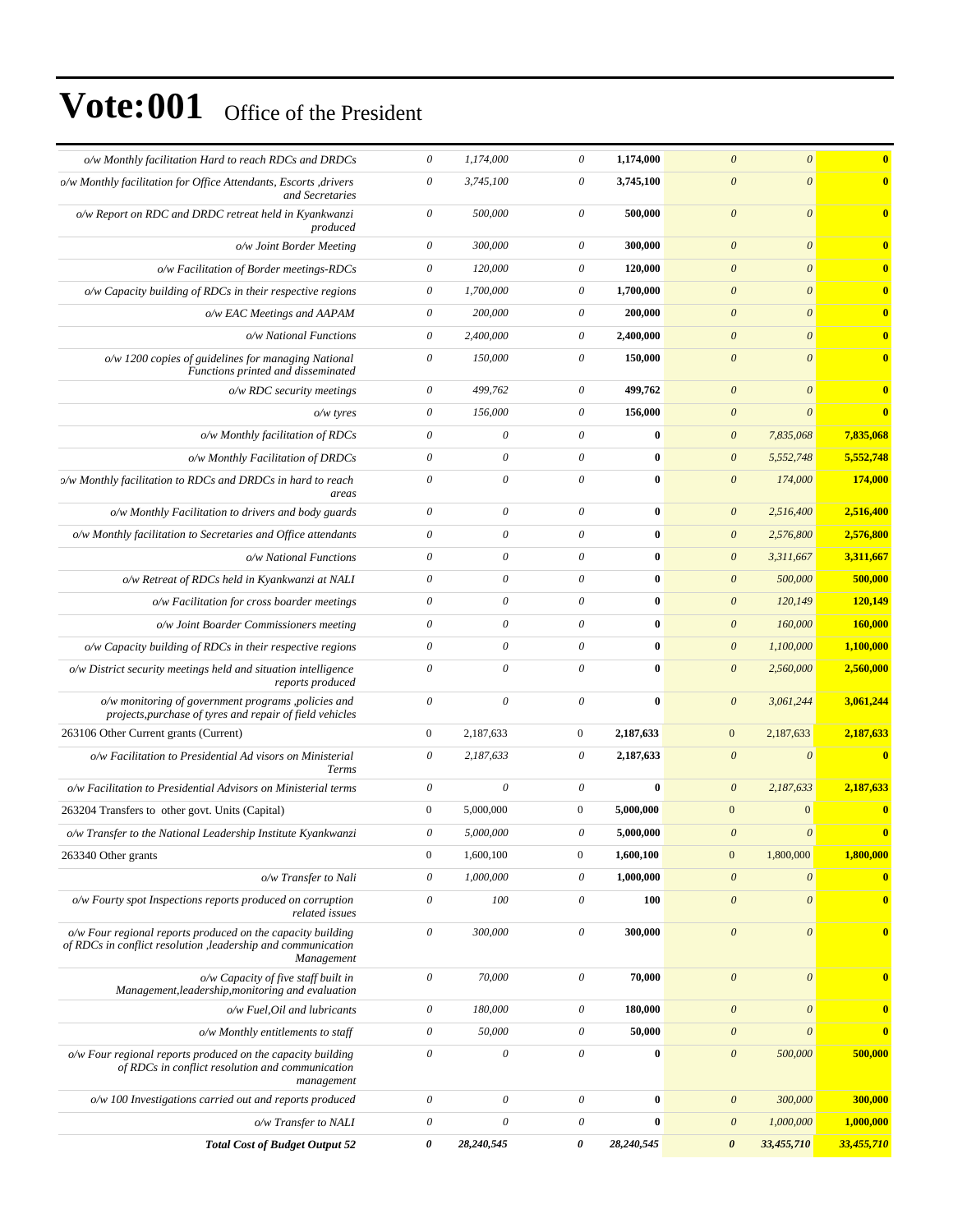# Vote:001 Office of the President

| | | | | | | | |
|---|---|---|---|---|---|---|---|
| *o/w Monthly facilitation Hard to reach RDCs and DRDCs* | *0* | *1,174,000* | *0* | **1,174,000** | *0* | *0* | **0** |
| *o/w Monthly facilitation for Office Attendants, Escorts ,drivers and Secretaries* | *0* | *3,745,100* | *0* | **3,745,100** | *0* | *0* | **0** |
| *o/w Report on RDC and DRDC retreat held in Kyankwanzi produced* | *0* | *500,000* | *0* | **500,000** | *0* | *0* | **0** |
| *o/w Joint Border Meeting* | *0* | *300,000* | *0* | **300,000** | *0* | *0* | **0** |
| *o/w Facilitation of Border meetings-RDCs* | *0* | *120,000* | *0* | **120,000** | *0* | *0* | **0** |
| *o/w Capacity building of RDCs in their respective regions* | *0* | *1,700,000* | *0* | **1,700,000** | *0* | *0* | **0** |
| *o/w EAC Meetings and AAPAM* | *0* | *200,000* | *0* | **200,000** | *0* | *0* | **0** |
| *o/w National Functions* | *0* | *2,400,000* | *0* | **2,400,000** | *0* | *0* | **0** |
| *o/w 1200 copies of guidelines for managing National Functions printed and disseminated* | *0* | *150,000* | *0* | **150,000** | *0* | *0* | **0** |
| *o/w RDC security meetings* | *0* | *499,762* | *0* | **499,762** | *0* | *0* | **0** |
| *o/w tyres* | *0* | *156,000* | *0* | **156,000** | *0* | *0* | **0** |
| *o/w Monthly facilitation of RDCs* | *0* | *0* | *0* | **0** | *0* | *7,835,068* | **7,835,068** |
| *o/w Monthly Facilitation of DRDCs* | *0* | *0* | *0* | **0** | *0* | *5,552,748* | **5,552,748** |
| *o/w Monthly facilitation to RDCs and DRDCs in hard to reach areas* | *0* | *0* | *0* | **0** | *0* | *174,000* | **174,000** |
| *o/w Monthly Facilitation to drivers and body guards* | *0* | *0* | *0* | **0** | *0* | *2,516,400* | **2,516,400** |
| *o/w Monthly facilitation to Secretaries and Office attendants* | *0* | *0* | *0* | **0** | *0* | *2,576,800* | **2,576,800** |
| *o/w National Functions* | *0* | *0* | *0* | **0** | *0* | *3,311,667* | **3,311,667** |
| *o/w Retreat of RDCs held in Kyankwanzi at NALI* | *0* | *0* | *0* | **0** | *0* | *500,000* | **500,000** |
| *o/w Facilitation for cross boarder meetings* | *0* | *0* | *0* | **0** | *0* | *120,149* | **120,149** |
| *o/w Joint Boarder Commissioners meeting* | *0* | *0* | *0* | **0** | *0* | *160,000* | **160,000** |
| *o/w Capacity building of RDCs in their respective regions* | *0* | *0* | *0* | **0** | *0* | *1,100,000* | **1,100,000** |
| *o/w District security meetings held and situation intelligence reports produced* | *0* | *0* | *0* | **0** | *0* | *2,560,000* | **2,560,000** |
| *o/w monitoring of government programs ,policies and projects,purchase of tyres and repair of field vehicles* | *0* | *0* | *0* | **0** | *0* | *3,061,244* | **3,061,244** |
| 263106 Other Current grants (Current) | 0 | 2,187,633 | 0 | **2,187,633** | 0 | 2,187,633 | **2,187,633** |
| *o/w Facilitation to Presidential Ad visors on Ministerial Terms* | *0* | *2,187,633* | *0* | **2,187,633** | *0* | *0* | **0** |
| *o/w Facilitation to Presidential Advisors on Ministerial terms* | *0* | *0* | *0* | **0** | *0* | *2,187,633* | **2,187,633** |
| 263204 Transfers to other govt. Units (Capital) | 0 | 5,000,000 | 0 | **5,000,000** | 0 | 0 | **0** |
| *o/w Transfer to the National Leadership Institute Kyankwanzi* | *0* | *5,000,000* | *0* | **5,000,000** | *0* | *0* | **0** |
| 263340 Other grants | 0 | 1,600,100 | 0 | **1,600,100** | 0 | 1,800,000 | **1,800,000** |
| *o/w Transfer to Nali* | *0* | *1,000,000* | *0* | **1,000,000** | *0* | *0* | **0** |
| *o/w Fourty spot Inspections reports produced on corruption related issues* | *0* | *100* | *0* | **100** | *0* | *0* | **0** |
| *o/w Four regional reports produced on the capacity building of RDCs in conflict resolution ,leadership and communication Management* | *0* | *300,000* | *0* | **300,000** | *0* | *0* | **0** |
| *o/w Capacity of five staff built in Management,leadership,monitoring and evaluation* | *0* | *70,000* | *0* | **70,000** | *0* | *0* | **0** |
| *o/w Fuel,Oil and lubricants* | *0* | *180,000* | *0* | **180,000** | *0* | *0* | **0** |
| *o/w Monthly entitlements to staff* | *0* | *50,000* | *0* | **50,000** | *0* | *0* | **0** |
| *o/w Four regional reports produced on the capacity building of RDCs in conflict resolution and communication management* | *0* | *0* | *0* | **0** | *0* | *500,000* | **500,000** |
| *o/w 100 Investigations carried out and reports produced* | *0* | *0* | *0* | **0** | *0* | *300,000* | **300,000** |
| *o/w Transfer to NALI* | *0* | *0* | *0* | **0** | *0* | *1,000,000* | **1,000,000** |
| ***Total Cost of Budget Output 52*** | ***0*** | ***28,240,545*** | ***0*** | ***28,240,545*** | ***0*** | ***33,455,710*** | ***33,455,710*** |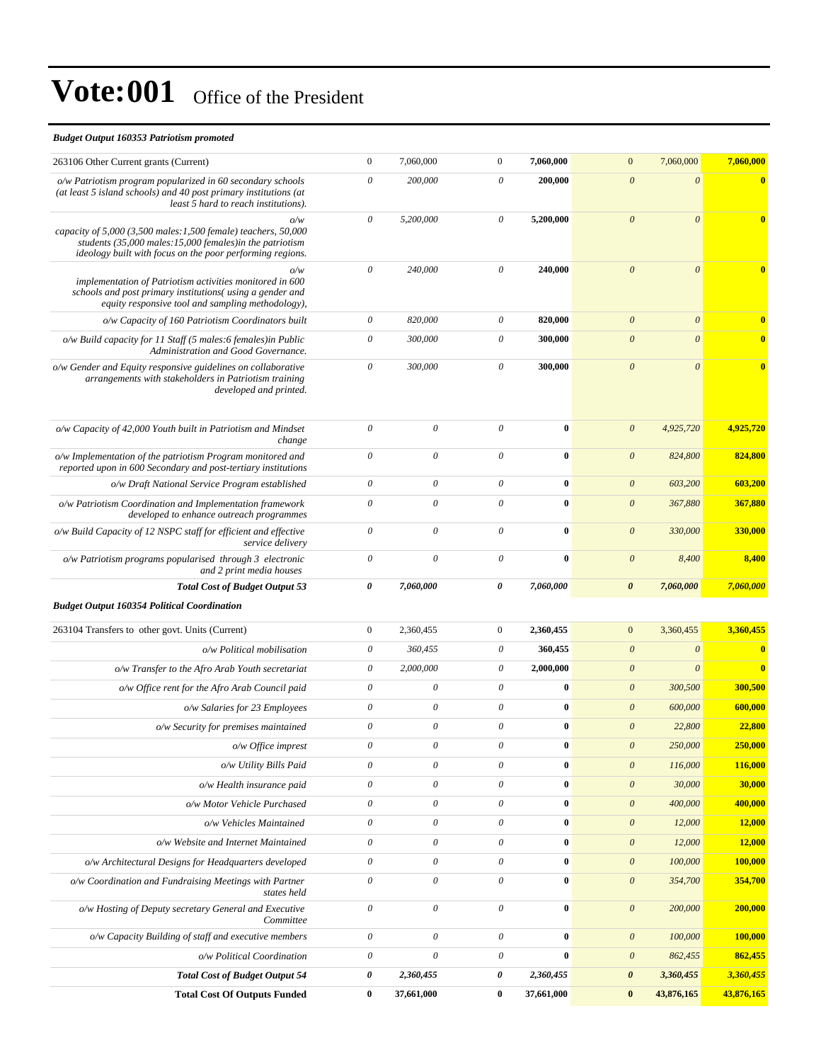# Vote:001 Office of the President

***Budget Output 160353 Patriotism promoted***

| | | | | | | | |
|---|---|---|---|---|---|---|---|
| 263106 Other Current grants (Current) | 0 | 7,060,000 | 0 | **7,060,000** | 0 | 7,060,000 | **7,060,000** |
| *o/w Patriotism program popularized in 60 secondary schools (at least 5 island schools) and 40 post primary institutions (at least 5 hard to reach institutions).* | *0* | *200,000* | *0* | **200,000** | *0* | *0* | **0** |
| *o/w capacity of 5,000 (3,500 males:1,500 female) teachers, 50,000 students (35,000 males:15,000 females)in the patriotism ideology built with focus on the poor performing regions.* | *0* | *5,200,000* | *0* | **5,200,000** | *0* | *0* | **0** |
| *o/w implementation of Patriotism activities monitored in 600 schools and post primary institutions( using a gender and equity responsive tool and sampling methodology),* | *0* | *240,000* | *0* | **240,000** | *0* | *0* | **0** |
| *o/w Capacity of 160 Patriotism Coordinators built* | *0* | *820,000* | *0* | **820,000** | *0* | *0* | **0** |
| *o/w Build capacity for 11 Staff (5 males:6 females)in Public Administration and Good Governance.* | *0* | *300,000* | *0* | **300,000** | *0* | *0* | **0** |
| *o/w Gender and Equity responsive guidelines on collaborative arrangements with stakeholders in Patriotism training developed and printed.* | *0* | *300,000* | *0* | **300,000** | *0* | *0* | **0** |
| *o/w Capacity of 42,000 Youth built in Patriotism and Mindset change* | *0* | *0* | *0* | **0** | *0* | *4,925,720* | **4,925,720** |
| *o/w Implementation of the patriotism Program monitored and reported upon in 600 Secondary and post-tertiary institutions* | *0* | *0* | *0* | **0** | *0* | *824,800* | **824,800** |
| *o/w Draft National Service Program established* | *0* | *0* | *0* | **0** | *0* | *603,200* | **603,200** |
| *o/w Patriotism Coordination and Implementation framework developed to enhance outreach programmes* | *0* | *0* | *0* | **0** | *0* | *367,880* | **367,880** |
| *o/w Build Capacity of 12 NSPC staff for efficient and effective service delivery* | *0* | *0* | *0* | **0** | *0* | *330,000* | **330,000** |
| *o/w Patriotism programs popularised through 3 electronic and 2 print media houses* | *0* | *0* | *0* | **0** | *0* | *8,400* | **8,400** |
| ***Total Cost of Budget Output 53*** | ***0*** | ***7,060,000*** | ***0*** | ***7,060,000*** | ***0*** | ***7,060,000*** | ***7,060,000*** |

***Budget Output 160354 Political Coordination***

| | | | | | | | |
|---|---|---|---|---|---|---|---|
| 263104 Transfers to other govt. Units (Current) | 0 | 2,360,455 | 0 | **2,360,455** | 0 | 3,360,455 | **3,360,455** |
| *o/w Political mobilisation* | *0* | *360,455* | *0* | **360,455** | *0* | *0* | **0** |
| *o/w Transfer to the Afro Arab Youth secretariat* | *0* | *2,000,000* | *0* | **2,000,000** | *0* | *0* | **0** |
| *o/w Office rent for the Afro Arab Council paid* | *0* | *0* | *0* | **0** | *0* | *300,500* | **300,500** |
| *o/w Salaries for 23 Employees* | *0* | *0* | *0* | **0** | *0* | *600,000* | **600,000** |
| *o/w Security for premises maintained* | *0* | *0* | *0* | **0** | *0* | *22,800* | **22,800** |
| *o/w Office imprest* | *0* | *0* | *0* | **0** | *0* | *250,000* | **250,000** |
| *o/w Utility Bills Paid* | *0* | *0* | *0* | **0** | *0* | *116,000* | **116,000** |
| *o/w Health insurance paid* | *0* | *0* | *0* | **0** | *0* | *30,000* | **30,000** |
| *o/w Motor Vehicle Purchased* | *0* | *0* | *0* | **0** | *0* | *400,000* | **400,000** |
| *o/w Vehicles Maintained* | *0* | *0* | *0* | **0** | *0* | *12,000* | **12,000** |
| *o/w Website and Internet Maintained* | *0* | *0* | *0* | **0** | *0* | *12,000* | **12,000** |
| *o/w Architectural Designs for Headquarters developed* | *0* | *0* | *0* | **0** | *0* | *100,000* | **100,000** |
| *o/w Coordination and Fundraising Meetings with Partner states held* | *0* | *0* | *0* | **0** | *0* | *354,700* | **354,700** |
| *o/w Hosting of Deputy secretary General and Executive Committee* | *0* | *0* | *0* | **0** | *0* | *200,000* | **200,000** |
| *o/w Capacity Building of staff and executive members* | *0* | *0* | *0* | **0** | *0* | *100,000* | **100,000** |
| *o/w Political Coordination* | *0* | *0* | *0* | **0** | *0* | *862,455* | **862,455** |
| ***Total Cost of Budget Output 54*** | ***0*** | ***2,360,455*** | ***0*** | ***2,360,455*** | ***0*** | ***3,360,455*** | ***3,360,455*** |
| **Total Cost Of Outputs Funded** | **0** | **37,661,000** | **0** | **37,661,000** | **0** | **43,876,165** | **43,876,165** |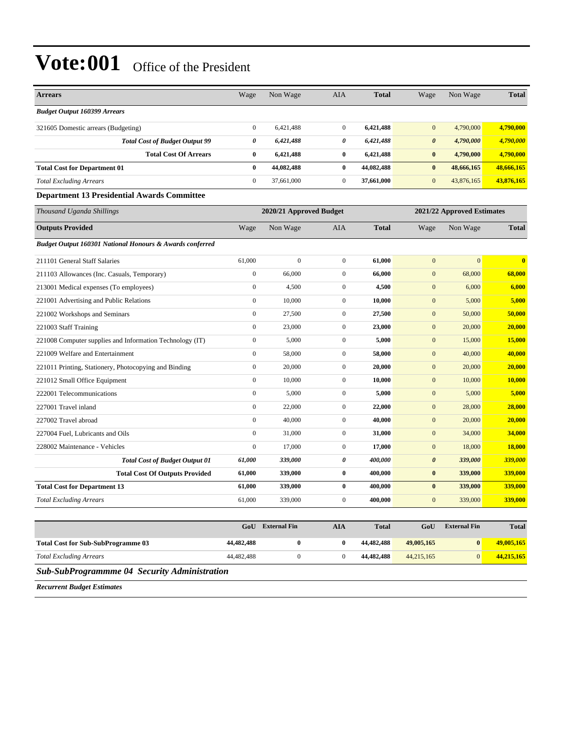# Vote:001 Office of the President

| Arrears | Wage | Non Wage | AIA | Total | Wage | Non Wage | Total |
|---|---|---|---|---|---|---|---|
| *Budget Output 160399 Arrears* | | | | | | | |
| 321605 Domestic arrears (Budgeting) | 0 | 6,421,488 | 0 | **6,421,488** | 0 | 4,790,000 | **4,790,000** |
| ***Total Cost of Budget Output 99*** | ***0*** | ***6,421,488*** | ***0*** | ***6,421,488*** | ***0*** | ***4,790,000*** | ***4,790,000*** |
| **Total Cost Of Arrears** | **0** | **6,421,488** | **0** | **6,421,488** | **0** | **4,790,000** | **4,790,000** |
| **Total Cost for Department 01** | **0** | **44,082,488** | **0** | **44,082,488** | **0** | **48,666,165** | **48,666,165** |
| *Total Excluding Arrears* | 0 | 37,661,000 | 0 | **37,661,000** | 0 | 43,876,165 | **43,876,165** |

### Department 13 Presidential Awards Committee

| *Thousand Uganda Shillings* | 2020/21 Approved Budget | | | | 2021/22 Approved Estimates | | |
|---|---|---|---|---|---|---|---|
| **Outputs Provided** | Wage | Non Wage | AIA | Total | Wage | Non Wage | Total |
| ***Budget Output 160301 National Honours & Awards conferred*** | | | | | | | |
| 211101 General Staff Salaries | 61,000 | 0 | 0 | **61,000** | 0 | 0 | **0** |
| 211103 Allowances (Inc. Casuals, Temporary) | 0 | 66,000 | 0 | **66,000** | 0 | 68,000 | **68,000** |
| 213001 Medical expenses (To employees) | 0 | 4,500 | 0 | **4,500** | 0 | 6,000 | **6,000** |
| 221001 Advertising and Public Relations | 0 | 10,000 | 0 | **10,000** | 0 | 5,000 | **5,000** |
| 221002 Workshops and Seminars | 0 | 27,500 | 0 | **27,500** | 0 | 50,000 | **50,000** |
| 221003 Staff Training | 0 | 23,000 | 0 | **23,000** | 0 | 20,000 | **20,000** |
| 221008 Computer supplies and Information Technology (IT) | 0 | 5,000 | 0 | **5,000** | 0 | 15,000 | **15,000** |
| 221009 Welfare and Entertainment | 0 | 58,000 | 0 | **58,000** | 0 | 40,000 | **40,000** |
| 221011 Printing, Stationery, Photocopying and Binding | 0 | 20,000 | 0 | **20,000** | 0 | 20,000 | **20,000** |
| 221012 Small Office Equipment | 0 | 10,000 | 0 | **10,000** | 0 | 10,000 | **10,000** |
| 222001 Telecommunications | 0 | 5,000 | 0 | **5,000** | 0 | 5,000 | **5,000** |
| 227001 Travel inland | 0 | 22,000 | 0 | **22,000** | 0 | 28,000 | **28,000** |
| 227002 Travel abroad | 0 | 40,000 | 0 | **40,000** | 0 | 20,000 | **20,000** |
| 227004 Fuel, Lubricants and Oils | 0 | 31,000 | 0 | **31,000** | 0 | 34,000 | **34,000** |
| 228002 Maintenance - Vehicles | 0 | 17,000 | 0 | **17,000** | 0 | 18,000 | **18,000** |
| ***Total Cost of Budget Output 01*** | ***61,000*** | ***339,000*** | ***0*** | ***400,000*** | ***0*** | ***339,000*** | ***339,000*** |
| **Total Cost Of Outputs Provided** | **61,000** | **339,000** | **0** | **400,000** | **0** | **339,000** | **339,000** |
| **Total Cost for Department 13** | **61,000** | **339,000** | **0** | **400,000** | **0** | **339,000** | **339,000** |
| *Total Excluding Arrears* | 61,000 | 339,000 | 0 | **400,000** | 0 | 339,000 | **339,000** |

| | GoU | External Fin | AIA | Total | GoU | External Fin | Total |
|---|---|---|---|---|---|---|---|
| **Total Cost for Sub-SubProgramme 03** | **44,482,488** | **0** | **0** | **44,482,488** | **49,005,165** | **0** | **49,005,165** |
| *Total Excluding Arrears* | 44,482,488 | 0 | 0 | **44,482,488** | 44,215,165 | 0 | **44,215,165** |

## *Sub-SubProgrammme 04 Security Administration*

***Recurrent Budget Estimates***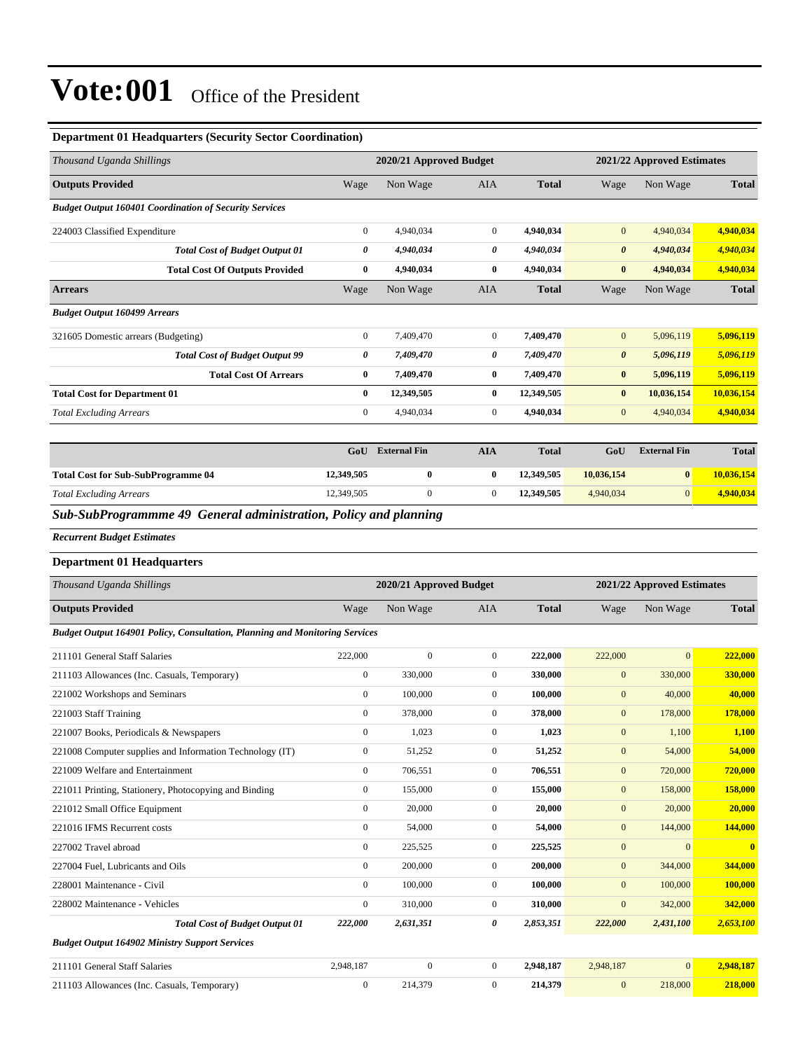# Vote:001 Office of the President

### Department 01 Headquarters (Security Sector Coordination)

| *Thousand Uganda Shillings* | 2020/21 Approved Budget | | | | 2021/22 Approved Estimates | | |
|---|---|---|---|---|---|---|---|
| **Outputs Provided** | Wage | Non Wage | AIA | **Total** | Wage | Non Wage | **Total** |
| ***Budget Output 160401 Coordination of Security Services*** | | | | | | | |
| 224003 Classified Expenditure | 0 | 4,940,034 | 0 | **4,940,034** | 0 | 4,940,034 | **4,940,034** |
| ***Total Cost of Budget Output 01*** | ***0*** | ***4,940,034*** | ***0*** | ***4,940,034*** | ***0*** | ***4,940,034*** | ***4,940,034*** |
| **Total Cost Of Outputs Provided** | **0** | **4,940,034** | **0** | **4,940,034** | **0** | **4,940,034** | **4,940,034** |
| **Arrears** | Wage | Non Wage | AIA | **Total** | Wage | Non Wage | **Total** |
| ***Budget Output 160499 Arrears*** | | | | | | | |
| 321605 Domestic arrears (Budgeting) | 0 | 7,409,470 | 0 | **7,409,470** | 0 | 5,096,119 | **5,096,119** |
| ***Total Cost of Budget Output 99*** | ***0*** | ***7,409,470*** | ***0*** | ***7,409,470*** | ***0*** | ***5,096,119*** | ***5,096,119*** |
| **Total Cost Of Arrears** | **0** | **7,409,470** | **0** | **7,409,470** | **0** | **5,096,119** | **5,096,119** |
| **Total Cost for Department 01** | **0** | **12,349,505** | **0** | **12,349,505** | **0** | **10,036,154** | **10,036,154** |
| *Total Excluding Arrears* | 0 | 4,940,034 | 0 | **4,940,034** | 0 | 4,940,034 | **4,940,034** |

| | GoU | External Fin | AIA | Total | GoU | External Fin | Total |
|---|---|---|---|---|---|---|---|
| **Total Cost for Sub-SubProgramme 04** | **12,349,505** | **0** | **0** | **12,349,505** | **10,036,154** | **0** | **10,036,154** |
| *Total Excluding Arrears* | 12,349,505 | 0 | 0 | **12,349,505** | 4,940,034 | 0 | **4,940,034** |

## *Sub-SubProgrammme 49 General administration, Policy and planning*

***Recurrent Budget Estimates***

### Department 01 Headquarters

| *Thousand Uganda Shillings* | 2020/21 Approved Budget | | | | 2021/22 Approved Estimates | | |
|---|---|---|---|---|---|---|---|
| **Outputs Provided** | Wage | Non Wage | AIA | **Total** | Wage | Non Wage | **Total** |
| ***Budget Output 164901 Policy, Consultation, Planning and Monitoring Services*** | | | | | | | |
| 211101 General Staff Salaries | 222,000 | 0 | 0 | **222,000** | 222,000 | 0 | **222,000** |
| 211103 Allowances (Inc. Casuals, Temporary) | 0 | 330,000 | 0 | **330,000** | 0 | 330,000 | **330,000** |
| 221002 Workshops and Seminars | 0 | 100,000 | 0 | **100,000** | 0 | 40,000 | **40,000** |
| 221003 Staff Training | 0 | 378,000 | 0 | **378,000** | 0 | 178,000 | **178,000** |
| 221007 Books, Periodicals & Newspapers | 0 | 1,023 | 0 | **1,023** | 0 | 1,100 | **1,100** |
| 221008 Computer supplies and Information Technology (IT) | 0 | 51,252 | 0 | **51,252** | 0 | 54,000 | **54,000** |
| 221009 Welfare and Entertainment | 0 | 706,551 | 0 | **706,551** | 0 | 720,000 | **720,000** |
| 221011 Printing, Stationery, Photocopying and Binding | 0 | 155,000 | 0 | **155,000** | 0 | 158,000 | **158,000** |
| 221012 Small Office Equipment | 0 | 20,000 | 0 | **20,000** | 0 | 20,000 | **20,000** |
| 221016 IFMS Recurrent costs | 0 | 54,000 | 0 | **54,000** | 0 | 144,000 | **144,000** |
| 227002 Travel abroad | 0 | 225,525 | 0 | **225,525** | 0 | 0 | **0** |
| 227004 Fuel, Lubricants and Oils | 0 | 200,000 | 0 | **200,000** | 0 | 344,000 | **344,000** |
| 228001 Maintenance - Civil | 0 | 100,000 | 0 | **100,000** | 0 | 100,000 | **100,000** |
| 228002 Maintenance - Vehicles | 0 | 310,000 | 0 | **310,000** | 0 | 342,000 | **342,000** |
| ***Total Cost of Budget Output 01*** | ***222,000*** | ***2,631,351*** | ***0*** | ***2,853,351*** | ***222,000*** | ***2,431,100*** | ***2,653,100*** |
| ***Budget Output 164902 Ministry Support Services*** | | | | | | | |
| 211101 General Staff Salaries | 2,948,187 | 0 | 0 | **2,948,187** | 2,948,187 | 0 | **2,948,187** |
| 211103 Allowances (Inc. Casuals, Temporary) | 0 | 214,379 | 0 | **214,379** | 0 | 218,000 | **218,000** |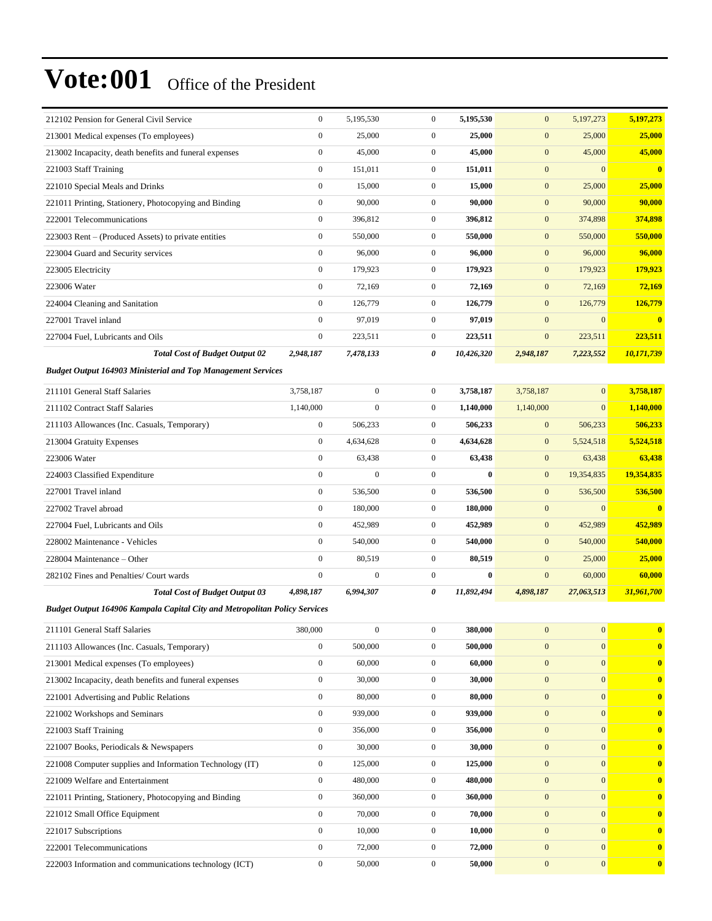# Vote:001 Office of the President

| | | | | | | | |
|---|---|---|---|---|---|---|---|
| 212102 Pension for General Civil Service | 0 | 5,195,530 | 0 | **5,195,530** | 0 | 5,197,273 | **5,197,273** |
| 213001 Medical expenses (To employees) | 0 | 25,000 | 0 | **25,000** | 0 | 25,000 | **25,000** |
| 213002 Incapacity, death benefits and funeral expenses | 0 | 45,000 | 0 | **45,000** | 0 | 45,000 | **45,000** |
| 221003 Staff Training | 0 | 151,011 | 0 | **151,011** | 0 | 0 | **0** |
| 221010 Special Meals and Drinks | 0 | 15,000 | 0 | **15,000** | 0 | 25,000 | **25,000** |
| 221011 Printing, Stationery, Photocopying and Binding | 0 | 90,000 | 0 | **90,000** | 0 | 90,000 | **90,000** |
| 222001 Telecommunications | 0 | 396,812 | 0 | **396,812** | 0 | 374,898 | **374,898** |
| 223003 Rent – (Produced Assets) to private entities | 0 | 550,000 | 0 | **550,000** | 0 | 550,000 | **550,000** |
| 223004 Guard and Security services | 0 | 96,000 | 0 | **96,000** | 0 | 96,000 | **96,000** |
| 223005 Electricity | 0 | 179,923 | 0 | **179,923** | 0 | 179,923 | **179,923** |
| 223006 Water | 0 | 72,169 | 0 | **72,169** | 0 | 72,169 | **72,169** |
| 224004 Cleaning and Sanitation | 0 | 126,779 | 0 | **126,779** | 0 | 126,779 | **126,779** |
| 227001 Travel inland | 0 | 97,019 | 0 | **97,019** | 0 | 0 | **0** |
| 227004 Fuel, Lubricants and Oils | 0 | 223,511 | 0 | **223,511** | 0 | 223,511 | **223,511** |
| ***Total Cost of Budget Output 02*** | ***2,948,187*** | ***7,478,133*** | ***0*** | ***10,426,320*** | ***2,948,187*** | ***7,223,552*** | ***10,171,739*** |
| ***Budget Output 164903 Ministerial and Top Management Services*** | | | | | | | |
| 211101 General Staff Salaries | 3,758,187 | 0 | 0 | **3,758,187** | 3,758,187 | 0 | **3,758,187** |
| 211102 Contract Staff Salaries | 1,140,000 | 0 | 0 | **1,140,000** | 1,140,000 | 0 | **1,140,000** |
| 211103 Allowances (Inc. Casuals, Temporary) | 0 | 506,233 | 0 | **506,233** | 0 | 506,233 | **506,233** |
| 213004 Gratuity Expenses | 0 | 4,634,628 | 0 | **4,634,628** | 0 | 5,524,518 | **5,524,518** |
| 223006 Water | 0 | 63,438 | 0 | **63,438** | 0 | 63,438 | **63,438** |
| 224003 Classified Expenditure | 0 | 0 | 0 | **0** | 0 | 19,354,835 | **19,354,835** |
| 227001 Travel inland | 0 | 536,500 | 0 | **536,500** | 0 | 536,500 | **536,500** |
| 227002 Travel abroad | 0 | 180,000 | 0 | **180,000** | 0 | 0 | **0** |
| 227004 Fuel, Lubricants and Oils | 0 | 452,989 | 0 | **452,989** | 0 | 452,989 | **452,989** |
| 228002 Maintenance - Vehicles | 0 | 540,000 | 0 | **540,000** | 0 | 540,000 | **540,000** |
| 228004 Maintenance – Other | 0 | 80,519 | 0 | **80,519** | 0 | 25,000 | **25,000** |
| 282102 Fines and Penalties/ Court wards | 0 | 0 | 0 | **0** | 0 | 60,000 | **60,000** |
| ***Total Cost of Budget Output 03*** | ***4,898,187*** | ***6,994,307*** | ***0*** | ***11,892,494*** | ***4,898,187*** | ***27,063,513*** | ***31,961,700*** |
| ***Budget Output 164906 Kampala Capital City and Metropolitan Policy Services*** | | | | | | | |
| 211101 General Staff Salaries | 380,000 | 0 | 0 | **380,000** | 0 | 0 | **0** |
| 211103 Allowances (Inc. Casuals, Temporary) | 0 | 500,000 | 0 | **500,000** | 0 | 0 | **0** |
| 213001 Medical expenses (To employees) | 0 | 60,000 | 0 | **60,000** | 0 | 0 | **0** |
| 213002 Incapacity, death benefits and funeral expenses | 0 | 30,000 | 0 | **30,000** | 0 | 0 | **0** |
| 221001 Advertising and Public Relations | 0 | 80,000 | 0 | **80,000** | 0 | 0 | **0** |
| 221002 Workshops and Seminars | 0 | 939,000 | 0 | **939,000** | 0 | 0 | **0** |
| 221003 Staff Training | 0 | 356,000 | 0 | **356,000** | 0 | 0 | **0** |
| 221007 Books, Periodicals & Newspapers | 0 | 30,000 | 0 | **30,000** | 0 | 0 | **0** |
| 221008 Computer supplies and Information Technology (IT) | 0 | 125,000 | 0 | **125,000** | 0 | 0 | **0** |
| 221009 Welfare and Entertainment | 0 | 480,000 | 0 | **480,000** | 0 | 0 | **0** |
| 221011 Printing, Stationery, Photocopying and Binding | 0 | 360,000 | 0 | **360,000** | 0 | 0 | **0** |
| 221012 Small Office Equipment | 0 | 70,000 | 0 | **70,000** | 0 | 0 | **0** |
| 221017 Subscriptions | 0 | 10,000 | 0 | **10,000** | 0 | 0 | **0** |
| 222001 Telecommunications | 0 | 72,000 | 0 | **72,000** | 0 | 0 | **0** |
| 222003 Information and communications technology (ICT) | 0 | 50,000 | 0 | **50,000** | 0 | 0 | **0** |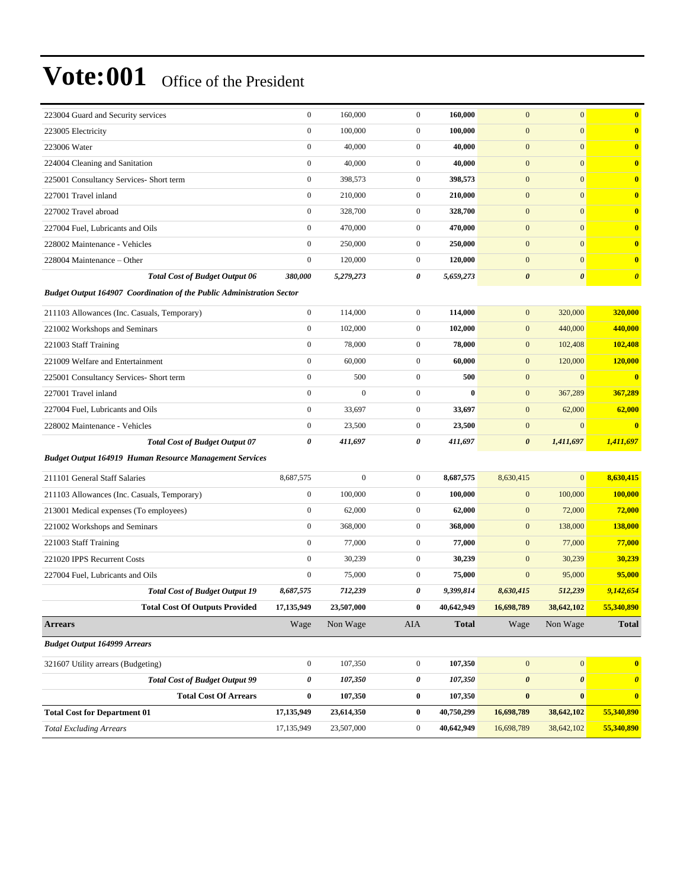# Vote:001 Office of the President

| | | | | | | | |
|---|---|---|---|---|---|---|---|
| 223004 Guard and Security services | 0 | 160,000 | 0 | **160,000** | 0 | 0 | **0** |
| 223005 Electricity | 0 | 100,000 | 0 | **100,000** | 0 | 0 | **0** |
| 223006 Water | 0 | 40,000 | 0 | **40,000** | 0 | 0 | **0** |
| 224004 Cleaning and Sanitation | 0 | 40,000 | 0 | **40,000** | 0 | 0 | **0** |
| 225001 Consultancy Services- Short term | 0 | 398,573 | 0 | **398,573** | 0 | 0 | **0** |
| 227001 Travel inland | 0 | 210,000 | 0 | **210,000** | 0 | 0 | **0** |
| 227002 Travel abroad | 0 | 328,700 | 0 | **328,700** | 0 | 0 | **0** |
| 227004 Fuel, Lubricants and Oils | 0 | 470,000 | 0 | **470,000** | 0 | 0 | **0** |
| 228002 Maintenance - Vehicles | 0 | 250,000 | 0 | **250,000** | 0 | 0 | **0** |
| 228004 Maintenance – Other | 0 | 120,000 | 0 | **120,000** | 0 | 0 | **0** |
| ***Total Cost of Budget Output 06*** | ***380,000*** | ***5,279,273*** | ***0*** | ***5,659,273*** | ***0*** | ***0*** | ***0*** |
| ***Budget Output 164907 Coordination of the Public Administration Sector*** | | | | | | | |
| 211103 Allowances (Inc. Casuals, Temporary) | 0 | 114,000 | 0 | **114,000** | 0 | 320,000 | **320,000** |
| 221002 Workshops and Seminars | 0 | 102,000 | 0 | **102,000** | 0 | 440,000 | **440,000** |
| 221003 Staff Training | 0 | 78,000 | 0 | **78,000** | 0 | 102,408 | **102,408** |
| 221009 Welfare and Entertainment | 0 | 60,000 | 0 | **60,000** | 0 | 120,000 | **120,000** |
| 225001 Consultancy Services- Short term | 0 | 500 | 0 | **500** | 0 | 0 | **0** |
| 227001 Travel inland | 0 | 0 | 0 | **0** | 0 | 367,289 | **367,289** |
| 227004 Fuel, Lubricants and Oils | 0 | 33,697 | 0 | **33,697** | 0 | 62,000 | **62,000** |
| 228002 Maintenance - Vehicles | 0 | 23,500 | 0 | **23,500** | 0 | 0 | **0** |
| ***Total Cost of Budget Output 07*** | ***0*** | ***411,697*** | ***0*** | ***411,697*** | ***0*** | ***1,411,697*** | ***1,411,697*** |
| ***Budget Output 164919 Human Resource Management Services*** | | | | | | | |
| 211101 General Staff Salaries | 8,687,575 | 0 | 0 | **8,687,575** | 8,630,415 | 0 | **8,630,415** |
| 211103 Allowances (Inc. Casuals, Temporary) | 0 | 100,000 | 0 | **100,000** | 0 | 100,000 | **100,000** |
| 213001 Medical expenses (To employees) | 0 | 62,000 | 0 | **62,000** | 0 | 72,000 | **72,000** |
| 221002 Workshops and Seminars | 0 | 368,000 | 0 | **368,000** | 0 | 138,000 | **138,000** |
| 221003 Staff Training | 0 | 77,000 | 0 | **77,000** | 0 | 77,000 | **77,000** |
| 221020 IPPS Recurrent Costs | 0 | 30,239 | 0 | **30,239** | 0 | 30,239 | **30,239** |
| 227004 Fuel, Lubricants and Oils | 0 | 75,000 | 0 | **75,000** | 0 | 95,000 | **95,000** |
| ***Total Cost of Budget Output 19*** | ***8,687,575*** | ***712,239*** | ***0*** | ***9,399,814*** | ***8,630,415*** | ***512,239*** | ***9,142,654*** |
| **Total Cost Of Outputs Provided** | **17,135,949** | **23,507,000** | **0** | **40,642,949** | **16,698,789** | **38,642,102** | **55,340,890** |
| **Arrears** | Wage | Non Wage | AIA | **Total** | Wage | Non Wage | **Total** |
| ***Budget Output 164999 Arrears*** | | | | | | | |
| 321607 Utility arrears (Budgeting) | 0 | 107,350 | 0 | **107,350** | 0 | 0 | **0** |
| ***Total Cost of Budget Output 99*** | ***0*** | ***107,350*** | ***0*** | ***107,350*** | ***0*** | ***0*** | ***0*** |
| **Total Cost Of Arrears** | **0** | **107,350** | **0** | **107,350** | **0** | **0** | **0** |
| **Total Cost for Department 01** | **17,135,949** | **23,614,350** | **0** | **40,750,299** | **16,698,789** | **38,642,102** | **55,340,890** |
| *Total Excluding Arrears* | 17,135,949 | 23,507,000 | 0 | **40,642,949** | 16,698,789 | 38,642,102 | **55,340,890** |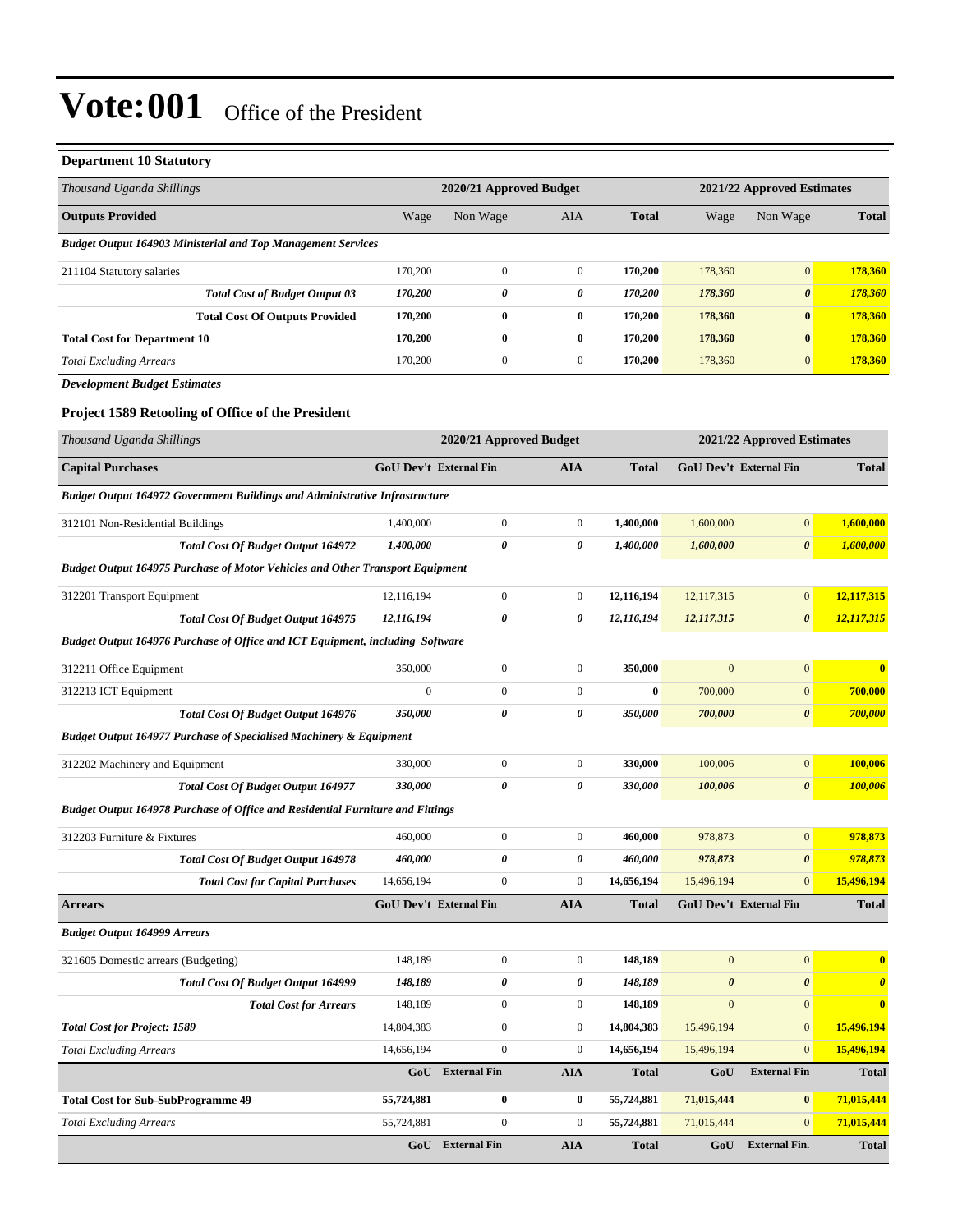# Vote:001 Office of the President

**Department 10 Statutory**

| *Thousand Uganda Shillings* | 2020/21 Approved Budget | | | | 2021/22 Approved Estimates | | |
|---|---|---|---|---|---|---|---|
| **Outputs Provided** | Wage | Non Wage | AIA | **Total** | Wage | Non Wage | **Total** |
| ***Budget Output 164903 Ministerial and Top Management Services*** | | | | | | | |
| 211104 Statutory salaries | 170,200 | 0 | 0 | **170,200** | 178,360 | 0 | **178,360** |
| ***Total Cost of Budget Output 03*** | ***170,200*** | ***0*** | ***0*** | ***170,200*** | ***178,360*** | ***0*** | ***178,360*** |
| **Total Cost Of Outputs Provided** | **170,200** | **0** | **0** | **170,200** | **178,360** | **0** | **178,360** |
| **Total Cost for Department 10** | **170,200** | **0** | **0** | **170,200** | **178,360** | **0** | **178,360** |
| *Total Excluding Arrears* | 170,200 | 0 | 0 | **170,200** | 178,360 | 0 | **178,360** |

***Development Budget Estimates***

**Project 1589 Retooling of Office of the President**

| *Thousand Uganda Shillings* | 2020/21 Approved Budget | | | | 2021/22 Approved Estimates | | |
|---|---|---|---|---|---|---|---|
| **Capital Purchases** | **GoU Dev't** | **External Fin** | **AIA** | **Total** | **GoU Dev't** | **External Fin** | **Total** |
| ***Budget Output 164972 Government Buildings and Administrative Infrastructure*** | | | | | | | |
| 312101 Non-Residential Buildings | 1,400,000 | 0 | 0 | **1,400,000** | 1,600,000 | 0 | **1,600,000** |
| ***Total Cost Of Budget Output 164972*** | ***1,400,000*** | ***0*** | ***0*** | ***1,400,000*** | ***1,600,000*** | ***0*** | ***1,600,000*** |
| ***Budget Output 164975 Purchase of Motor Vehicles and Other Transport Equipment*** | | | | | | | |
| 312201 Transport Equipment | 12,116,194 | 0 | 0 | **12,116,194** | 12,117,315 | 0 | **12,117,315** |
| ***Total Cost Of Budget Output 164975*** | ***12,116,194*** | ***0*** | ***0*** | ***12,116,194*** | ***12,117,315*** | ***0*** | ***12,117,315*** |
| ***Budget Output 164976 Purchase of Office and ICT Equipment, including Software*** | | | | | | | |
| 312211 Office Equipment | 350,000 | 0 | 0 | **350,000** | 0 | 0 | **0** |
| 312213 ICT Equipment | 0 | 0 | 0 | **0** | 700,000 | 0 | **700,000** |
| ***Total Cost Of Budget Output 164976*** | ***350,000*** | ***0*** | ***0*** | ***350,000*** | ***700,000*** | ***0*** | ***700,000*** |
| ***Budget Output 164977 Purchase of Specialised Machinery & Equipment*** | | | | | | | |
| 312202 Machinery and Equipment | 330,000 | 0 | 0 | **330,000** | 100,006 | 0 | **100,006** |
| ***Total Cost Of Budget Output 164977*** | ***330,000*** | ***0*** | ***0*** | ***330,000*** | ***100,006*** | ***0*** | ***100,006*** |
| ***Budget Output 164978 Purchase of Office and Residential Furniture and Fittings*** | | | | | | | |
| 312203 Furniture & Fixtures | 460,000 | 0 | 0 | **460,000** | 978,873 | 0 | **978,873** |
| ***Total Cost Of Budget Output 164978*** | ***460,000*** | ***0*** | ***0*** | ***460,000*** | ***978,873*** | ***0*** | ***978,873*** |
| ***Total Cost for Capital Purchases*** | 14,656,194 | 0 | 0 | **14,656,194** | 15,496,194 | 0 | **15,496,194** |
| **Arrears** | **GoU Dev't** | **External Fin** | **AIA** | **Total** | **GoU Dev't** | **External Fin** | **Total** |
| ***Budget Output 164999 Arrears*** | | | | | | | |
| 321605 Domestic arrears (Budgeting) | 148,189 | 0 | 0 | **148,189** | 0 | 0 | **0** |
| ***Total Cost Of Budget Output 164999*** | ***148,189*** | ***0*** | ***0*** | ***148,189*** | ***0*** | ***0*** | ***0*** |
| ***Total Cost for Arrears*** | 148,189 | 0 | 0 | **148,189** | 0 | 0 | **0** |
| ***Total Cost for Project: 1589*** | 14,804,383 | 0 | 0 | **14,804,383** | 15,496,194 | 0 | **15,496,194** |
| *Total Excluding Arrears* | 14,656,194 | 0 | 0 | **14,656,194** | 15,496,194 | 0 | **15,496,194** |
| | **GoU** | **External Fin** | **AIA** | **Total** | **GoU** | **External Fin** | **Total** |
| **Total Cost for Sub-SubProgramme 49** | **55,724,881** | **0** | **0** | **55,724,881** | **71,015,444** | **0** | **71,015,444** |
| *Total Excluding Arrears* | 55,724,881 | 0 | 0 | **55,724,881** | 71,015,444 | 0 | **71,015,444** |
| | **GoU** | **External Fin** | **AIA** | **Total** | **GoU** | **External Fin.** | **Total** |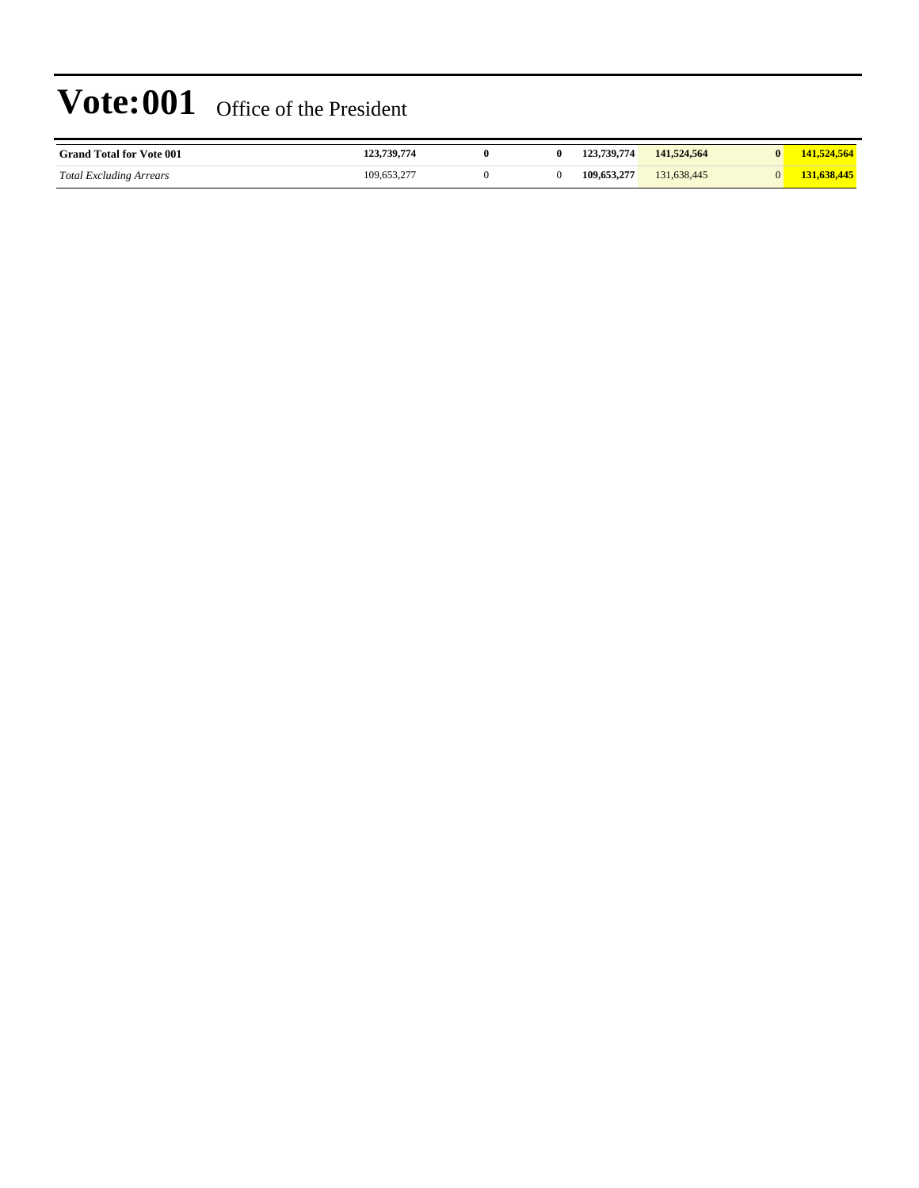# Vote:001 Office of the President

| | | | | | | | |
|---|---|---|---|---|---|---|---|
| **Grand Total for Vote 001** | **123,739,774** | **0** | **0** | **123,739,774** | **141,524,564** | **0** | **141,524,564** |
| *Total Excluding Arrears* | 109,653,277 | 0 | 0 | **109,653,277** | 131,638,445 | 0 | **131,638,445** |